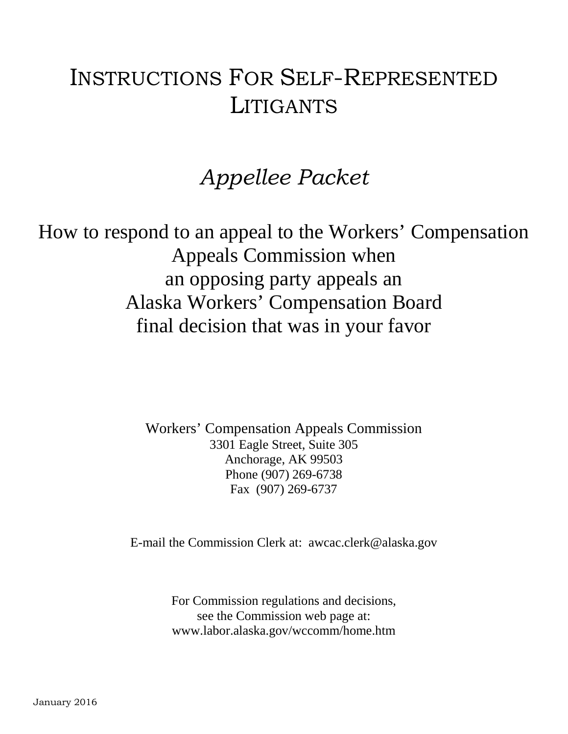# Instructions For Self-Represented Litigants

## *Appellee Packet*

How to respond to an appeal to the Workers' Compensation Appeals Commission when an opposing party appeals an Alaska Workers' Compensation Board final decision that was in your favor

Workers' Compensation Appeals Commission
3301 Eagle Street, Suite 305
Anchorage, AK 99503
Phone (907) 269-6738
Fax (907) 269-6737

E-mail the Commission Clerk at: awcac.clerk@alaska.gov

For Commission regulations and decisions, see the Commission web page at: www.labor.alaska.gov/wccomm/home.htm

January 2016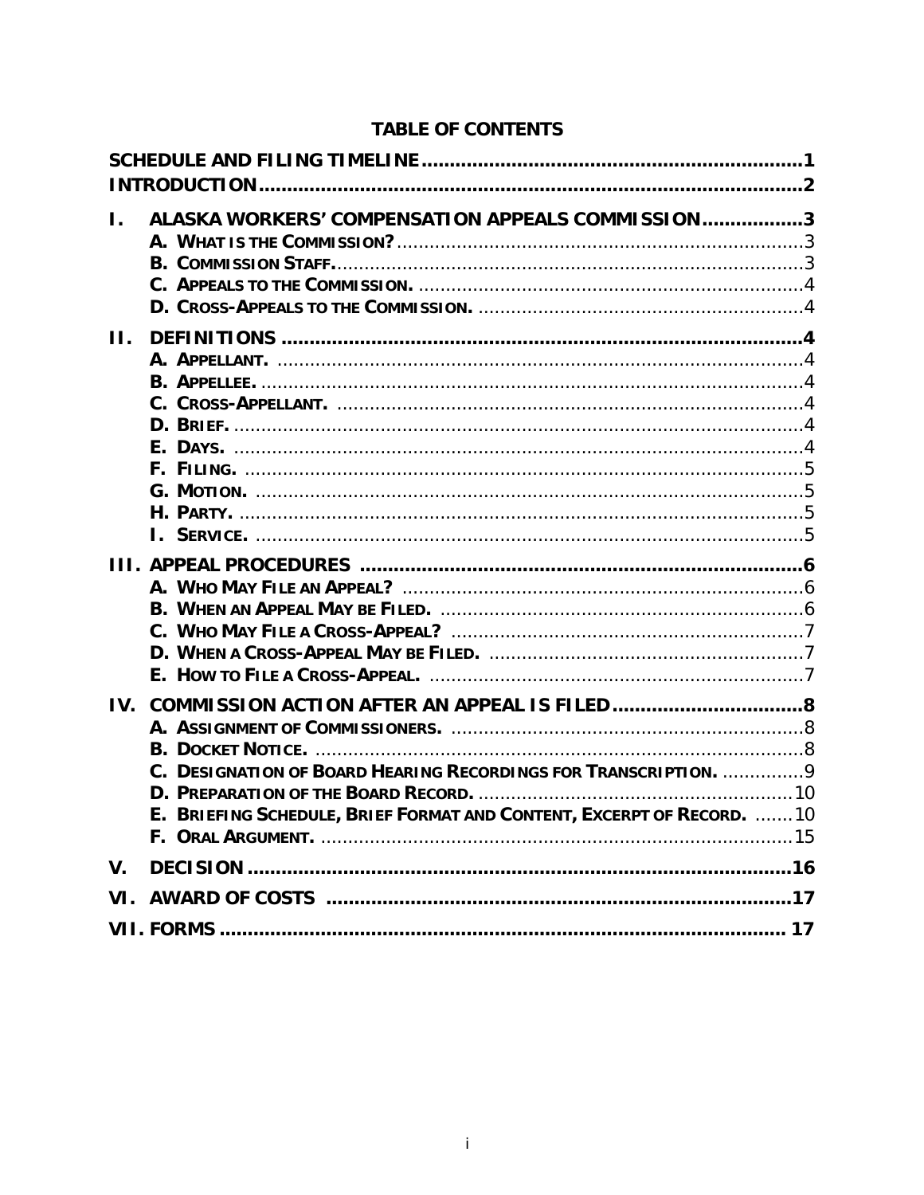# TABLE OF CONTENTS

**SCHEDULE AND FILING TIMELINE** .......... 1

**INTRODUCTION** .......... 2

**I. ALASKA WORKERS' COMPENSATION APPEALS COMMISSION** .......... 3
- **A. What is the Commission?** .......... 3
- **B. Commission Staff.** .......... 3
- **C. Appeals to the Commission.** .......... 4
- **D. Cross-Appeals to the Commission.** .......... 4

**II. DEFINITIONS** .......... 4
- **A. Appellant.** .......... 4
- **B. Appellee.** .......... 4
- **C. Cross-Appellant.** .......... 4
- **D. Brief.** .......... 4
- **E. Days.** .......... 4
- **F. Filing.** .......... 5
- **G. Motion.** .......... 5
- **H. Party.** .......... 5
- **I. Service.** .......... 5

**III. APPEAL PROCEDURES** .......... 6
- **A. Who May File an Appeal?** .......... 6
- **B. When an Appeal May be Filed.** .......... 6
- **C. Who May File a Cross-Appeal?** .......... 7
- **D. When a Cross-Appeal May be Filed.** .......... 7
- **E. How to File a Cross-Appeal.** .......... 7

**IV. COMMISSION ACTION AFTER AN APPEAL IS FILED** .......... 8
- **A. Assignment of Commissioners.** .......... 8
- **B. Docket Notice.** .......... 8
- **C. Designation of Board Hearing Recordings for Transcription.** .......... 9
- **D. Preparation of the Board Record.** .......... 10
- **E. Briefing Schedule, Brief Format and Content, Excerpt of Record.** .......... 10
- **F. Oral Argument.** .......... 15

**V. DECISION** .......... 16

**VI. AWARD OF COSTS** .......... 17

**VII. FORMS** .......... 17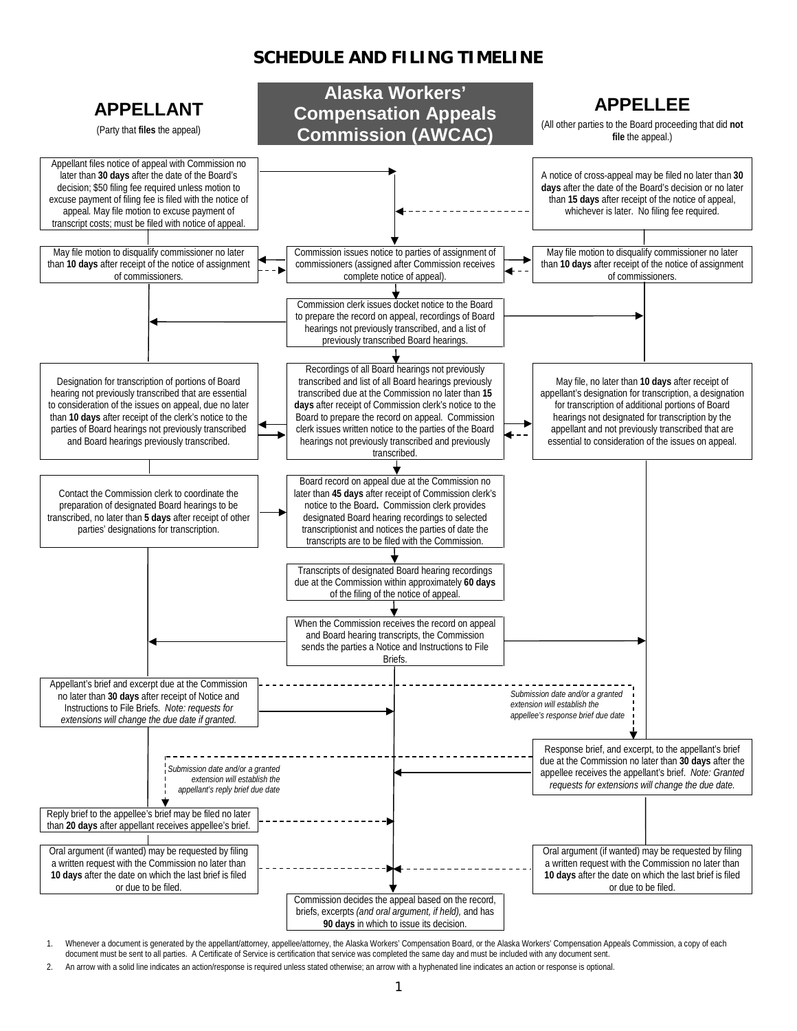# SCHEDULE AND FILING TIMELINE

| APPELLANT (Party that **files** the appeal) | Alaska Workers' Compensation Appeals Commission (AWCAC) | APPELLEE (All other parties to the Board proceeding that did **not** file the appeal.) |
|---|---|---|
| Appellant files notice of appeal with Commission no later than **30 days** after the date of the Board's decision; $50 filing fee required unless motion to excuse payment of filing fee is filed with the notice of appeal. May file motion to excuse payment of transcript costs; must be filed with notice of appeal. | | A notice of cross-appeal may be filed no later than **30 days** after the date of the Board's decision or no later than **15 days** after receipt of the notice of appeal, whichever is later. No filing fee required. |
| May file motion to disqualify commissioner no later than **10 days** after receipt of the notice of assignment of commissioners. | Commission issues notice to parties of assignment of commissioners (assigned after Commission receives complete notice of appeal). | May file motion to disqualify commissioner no later than **10 days** after receipt of the notice of assignment of commissioners. |
| | Commission clerk issues docket notice to the Board to prepare the record on appeal, recordings of Board hearings not previously transcribed, and a list of previously transcribed Board hearings. | |
| Designation for transcription of portions of Board hearing not previously transcribed that are essential to consideration of the issues on appeal, due no later than **10 days** after receipt of the clerk's notice to the parties of Board hearings not previously transcribed and Board hearings previously transcribed. | Recordings of all Board hearings not previously transcribed and list of all Board hearings previously transcribed due at the Commission no later than **15 days** after receipt of Commission clerk's notice to the Board to prepare the record on appeal. Commission clerk issues written notice to the parties of the Board hearings not previously transcribed and previously transcribed. | May file, no later than **10 days** after receipt of appellant's designation for transcription, a designation for transcription of additional portions of Board hearings not designated for transcription by the appellant and not previously transcribed that are essential to consideration of the issues on appeal. |
| Contact the Commission clerk to coordinate the preparation of designated Board hearings to be transcribed, no later than **5 days** after receipt of other parties' designations for transcription. | Board record on appeal due at the Commission no later than **45 days** after receipt of Commission clerk's notice to the Board**.** Commission clerk provides designated Board hearing recordings to selected transcriptionist and notices the parties of date the transcripts are to be filed with the Commission. | |
| | Transcripts of designated Board hearing recordings due at the Commission within approximately **60 days** of the filing of the notice of appeal. | |
| | When the Commission receives the record on appeal and Board hearing transcripts, the Commission sends the parties a Notice and Instructions to File Briefs. | |
| Appellant's brief and excerpt due at the Commission no later than **30 days** after receipt of Notice and Instructions to File Briefs. *Note: requests for extensions will change the due date if granted.* | | *Submission date and/or a granted extension will establish the appellee's response brief due date* |
| *Submission date and/or a granted extension will establish the appellant's reply brief due date* | | Response brief, and excerpt, to the appellant's brief due at the Commission no later than **30 days** after the appellee receives the appellant's brief. *Note: Granted requests for extensions will change the due date.* |
| Reply brief to the appellee's brief may be filed no later than **20 days** after appellant receives appellee's brief. | | |
| Oral argument (if wanted) may be requested by filing a written request with the Commission no later than **10 days** after the date on which the last brief is filed or due to be filed. | | Oral argument (if wanted) may be requested by filing a written request with the Commission no later than **10 days** after the date on which the last brief is filed or due to be filed. |
| | Commission decides the appeal based on the record, briefs, excerpts *(and oral argument, if held),* and has **90 days** in which to issue its decision. | |

1. Whenever a document is generated by the appellant/attorney, appellee/attorney, the Alaska Workers' Compensation Board, or the Alaska Workers' Compensation Appeals Commission, a copy of each document must be sent to all parties. A Certificate of Service is certification that service was completed the same day and must be included with any document sent.
2. An arrow with a solid line indicates an action/response is required unless stated otherwise; an arrow with a hyphenated line indicates an action or response is optional.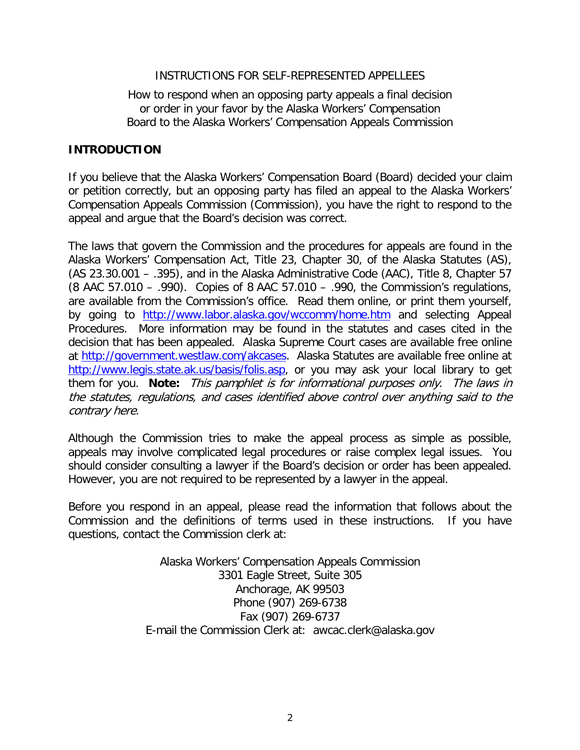INSTRUCTIONS FOR SELF-REPRESENTED APPELLEES

How to respond when an opposing party appeals a final decision or order in your favor by the Alaska Workers' Compensation Board to the Alaska Workers' Compensation Appeals Commission

## INTRODUCTION

If you believe that the Alaska Workers' Compensation Board (Board) decided your claim or petition correctly, but an opposing party has filed an appeal to the Alaska Workers' Compensation Appeals Commission (Commission), you have the right to respond to the appeal and argue that the Board's decision was correct.

The laws that govern the Commission and the procedures for appeals are found in the Alaska Workers' Compensation Act, Title 23, Chapter 30, of the Alaska Statutes (AS), (AS 23.30.001 – .395), and in the Alaska Administrative Code (AAC), Title 8, Chapter 57 (8 AAC 57.010 – .990). Copies of 8 AAC 57.010 – .990, the Commission's regulations, are available from the Commission's office. Read them online, or print them yourself, by going to http://www.labor.alaska.gov/wccomm/home.htm and selecting Appeal Procedures. More information may be found in the statutes and cases cited in the decision that has been appealed. Alaska Supreme Court cases are available free online at http://government.westlaw.com/akcases. Alaska Statutes are available free online at http://www.legis.state.ak.us/basis/folis.asp, or you may ask your local library to get them for you. **Note:** *This pamphlet is for informational purposes only. The laws in the statutes, regulations, and cases identified above control over anything said to the contrary here.*

Although the Commission tries to make the appeal process as simple as possible, appeals may involve complicated legal procedures or raise complex legal issues. You should consider consulting a lawyer if the Board's decision or order has been appealed. However, you are not required to be represented by a lawyer in the appeal.

Before you respond in an appeal, please read the information that follows about the Commission and the definitions of terms used in these instructions. If you have questions, contact the Commission clerk at:

Alaska Workers' Compensation Appeals Commission
3301 Eagle Street, Suite 305
Anchorage, AK 99503
Phone (907) 269-6738
Fax (907) 269-6737
E-mail the Commission Clerk at: awcac.clerk@alaska.gov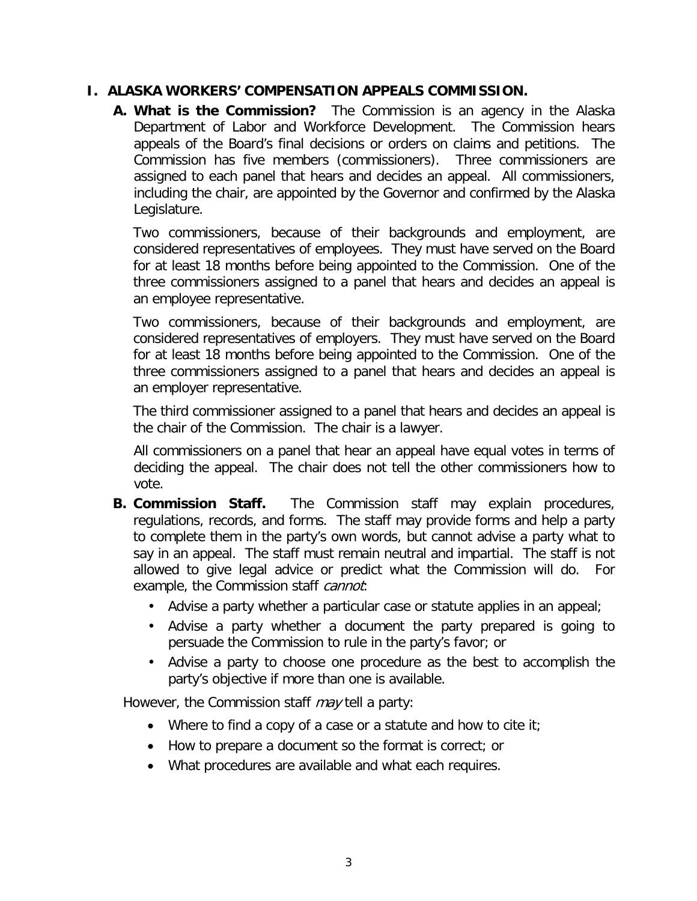## I. ALASKA WORKERS' COMPENSATION APPEALS COMMISSION.

**A. What is the Commission?** The Commission is an agency in the Alaska Department of Labor and Workforce Development. The Commission hears appeals of the Board's final decisions or orders on claims and petitions. The Commission has five members (commissioners). Three commissioners are assigned to each panel that hears and decides an appeal. All commissioners, including the chair, are appointed by the Governor and confirmed by the Alaska Legislature.

Two commissioners, because of their backgrounds and employment, are considered representatives of employees. They must have served on the Board for at least 18 months before being appointed to the Commission. One of the three commissioners assigned to a panel that hears and decides an appeal is an employee representative.

Two commissioners, because of their backgrounds and employment, are considered representatives of employers. They must have served on the Board for at least 18 months before being appointed to the Commission. One of the three commissioners assigned to a panel that hears and decides an appeal is an employer representative.

The third commissioner assigned to a panel that hears and decides an appeal is the chair of the Commission. The chair is a lawyer.

All commissioners on a panel that hear an appeal have equal votes in terms of deciding the appeal. The chair does not tell the other commissioners how to vote.

**B. Commission Staff.** The Commission staff may explain procedures, regulations, records, and forms. The staff may provide forms and help a party to complete them in the party's own words, but cannot advise a party what to say in an appeal. The staff must remain neutral and impartial. The staff is not allowed to give legal advice or predict what the Commission will do. For example, the Commission staff *cannot*:

- Advise a party whether a particular case or statute applies in an appeal;
- Advise a party whether a document the party prepared is going to persuade the Commission to rule in the party's favor; or
- Advise a party to choose one procedure as the best to accomplish the party's objective if more than one is available.

However, the Commission staff *may* tell a party:

- Where to find a copy of a case or a statute and how to cite it;
- How to prepare a document so the format is correct; or
- What procedures are available and what each requires.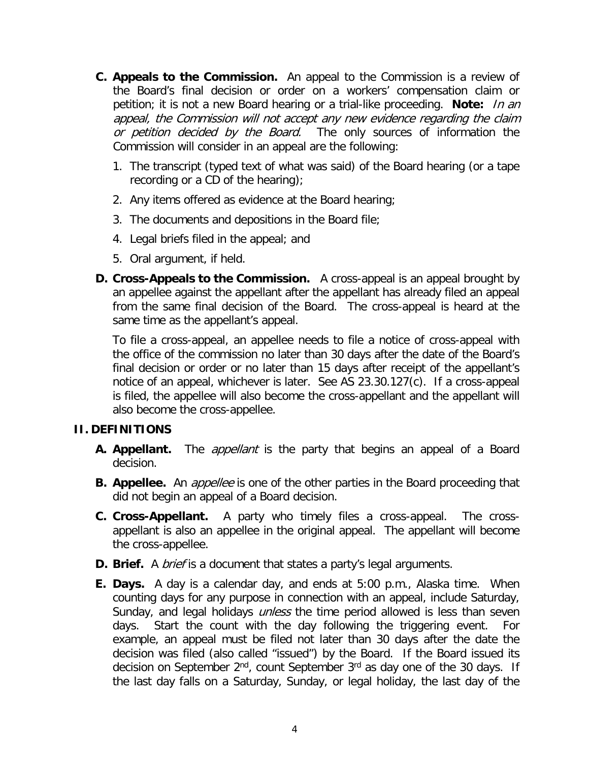**C. Appeals to the Commission.** An appeal to the Commission is a review of the Board's final decision or order on a workers' compensation claim or petition; it is not a new Board hearing or a trial-like proceeding. **Note:** *In an appeal, the Commission will not accept any new evidence regarding the claim or petition decided by the Board.* The only sources of information the Commission will consider in an appeal are the following:

1. The transcript (typed text of what was said) of the Board hearing (or a tape recording or a CD of the hearing);
2. Any items offered as evidence at the Board hearing;
3. The documents and depositions in the Board file;
4. Legal briefs filed in the appeal; and
5. Oral argument, if held.

**D. Cross-Appeals to the Commission.** A cross-appeal is an appeal brought by an appellee against the appellant after the appellant has already filed an appeal from the same final decision of the Board. The cross-appeal is heard at the same time as the appellant's appeal.

To file a cross-appeal, an appellee needs to file a notice of cross-appeal with the office of the commission no later than 30 days after the date of the Board's final decision or order or no later than 15 days after receipt of the appellant's notice of an appeal, whichever is later. See AS 23.30.127(c). If a cross-appeal is filed, the appellee will also become the cross-appellant and the appellant will also become the cross-appellee.

## II. DEFINITIONS

**A. Appellant.** The *appellant* is the party that begins an appeal of a Board decision.

**B. Appellee.** An *appellee* is one of the other parties in the Board proceeding that did not begin an appeal of a Board decision.

**C. Cross-Appellant.** A party who timely files a cross-appeal. The cross-appellant is also an appellee in the original appeal. The appellant will become the cross-appellee.

**D. Brief.** A *brief* is a document that states a party's legal arguments.

**E. Days.** A day is a calendar day, and ends at 5:00 p.m., Alaska time. When counting days for any purpose in connection with an appeal, include Saturday, Sunday, and legal holidays *unless* the time period allowed is less than seven days. Start the count with the day following the triggering event. For example, an appeal must be filed not later than 30 days after the date the decision was filed (also called "issued") by the Board. If the Board issued its decision on September 2nd, count September 3rd as day one of the 30 days. If the last day falls on a Saturday, Sunday, or legal holiday, the last day of the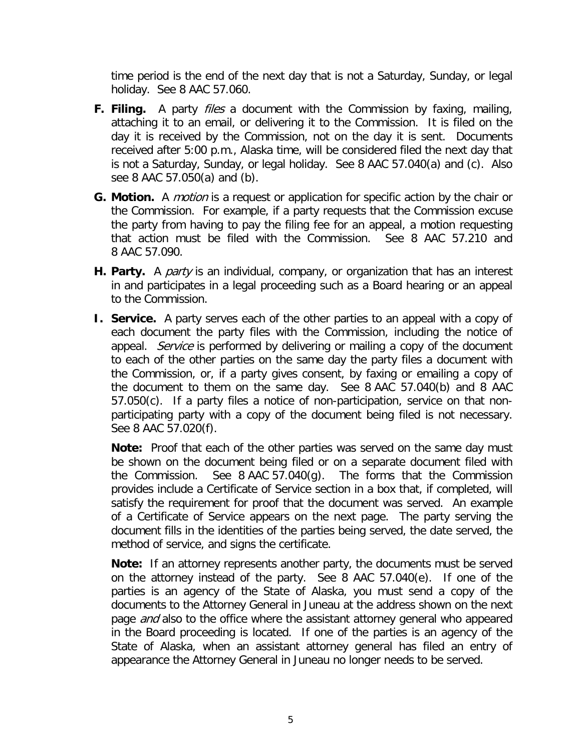time period is the end of the next day that is not a Saturday, Sunday, or legal holiday. See 8 AAC 57.060.

**F. Filing.** A party *files* a document with the Commission by faxing, mailing, attaching it to an email, or delivering it to the Commission. It is filed on the day it is received by the Commission, not on the day it is sent. Documents received after 5:00 p.m., Alaska time, will be considered filed the next day that is not a Saturday, Sunday, or legal holiday. See 8 AAC 57.040(a) and (c). Also see 8 AAC 57.050(a) and (b).

**G. Motion.** A *motion* is a request or application for specific action by the chair or the Commission. For example, if a party requests that the Commission excuse the party from having to pay the filing fee for an appeal, a motion requesting that action must be filed with the Commission. See 8 AAC 57.210 and 8 AAC 57.090.

**H. Party.** A *party* is an individual, company, or organization that has an interest in and participates in a legal proceeding such as a Board hearing or an appeal to the Commission.

**I. Service.** A party serves each of the other parties to an appeal with a copy of each document the party files with the Commission, including the notice of appeal. *Service* is performed by delivering or mailing a copy of the document to each of the other parties on the same day the party files a document with the Commission, or, if a party gives consent, by faxing or emailing a copy of the document to them on the same day. See 8 AAC 57.040(b) and 8 AAC 57.050(c). If a party files a notice of non-participation, service on that non-participating party with a copy of the document being filed is not necessary. See 8 AAC 57.020(f).

**Note:** Proof that each of the other parties was served on the same day must be shown on the document being filed or on a separate document filed with the Commission. See 8 AAC 57.040(g). The forms that the Commission provides include a Certificate of Service section in a box that, if completed, will satisfy the requirement for proof that the document was served. An example of a Certificate of Service appears on the next page. The party serving the document fills in the identities of the parties being served, the date served, the method of service, and signs the certificate.

**Note:** If an attorney represents another party, the documents must be served on the attorney instead of the party. See 8 AAC 57.040(e). If one of the parties is an agency of the State of Alaska, you must send a copy of the documents to the Attorney General in Juneau at the address shown on the next page *and* also to the office where the assistant attorney general who appeared in the Board proceeding is located. If one of the parties is an agency of the State of Alaska, when an assistant attorney general has filed an entry of appearance the Attorney General in Juneau no longer needs to be served.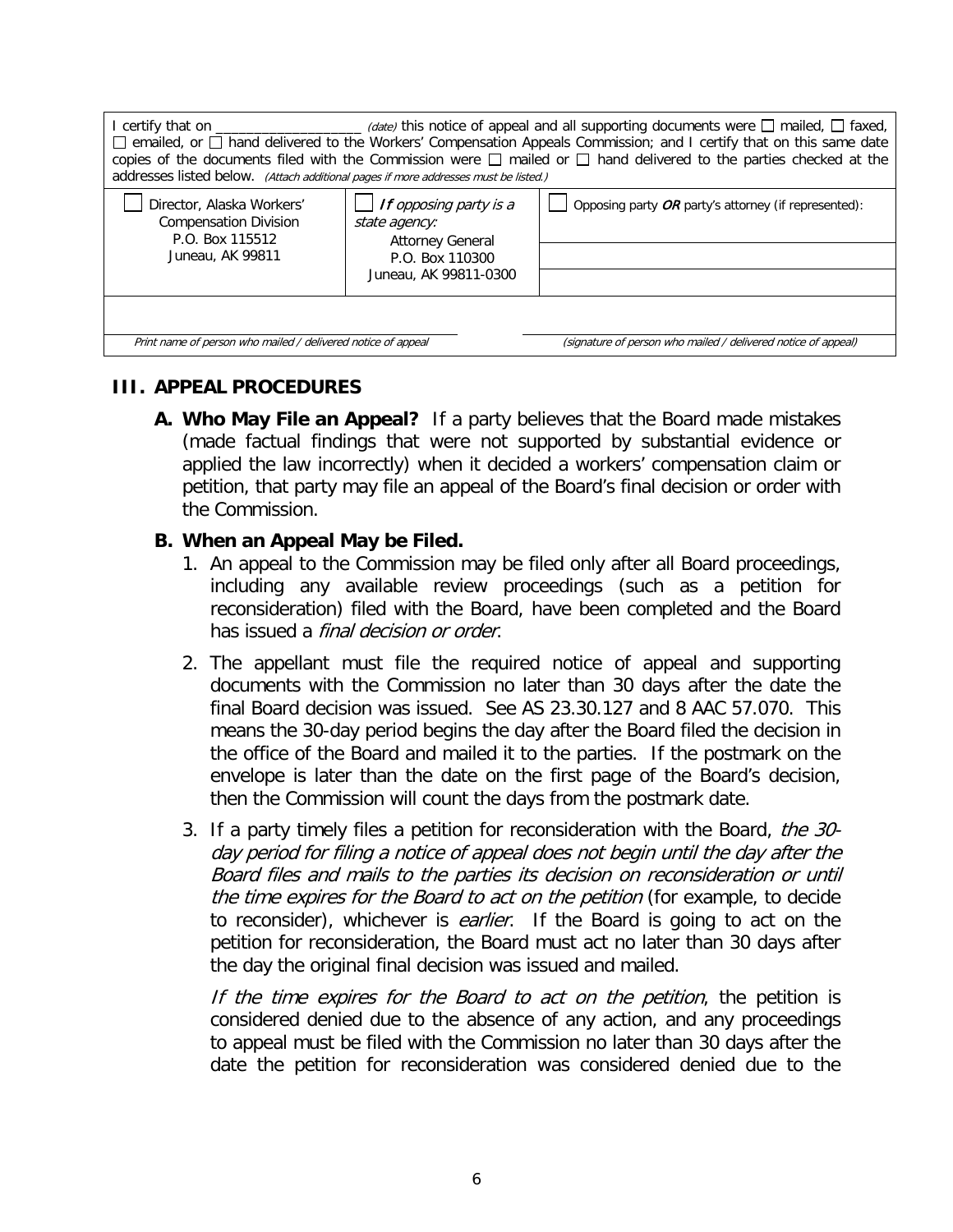I certify that on __________________ *(date)* this notice of appeal and all supporting documents were ☐ mailed, ☐ faxed, ☐ emailed, or ☐ hand delivered to the Workers' Compensation Appeals Commission; and I certify that on this same date copies of the documents filed with the Commission were ☐ mailed or ☐ hand delivered to the parties checked at the addresses listed below. *(Attach additional pages if more addresses must be listed.)*

| ☐ Director, Alaska Workers' Compensation Division<br>P.O. Box 115512<br>Juneau, AK 99811 | ☐ *If opposing party is a state agency:*<br>Attorney General<br>P.O. Box 110300<br>Juneau, AK 99811-0300 | ☐ Opposing party ***OR*** party's attorney (if represented): |
|---|---|---|
| | | |

| | |
|---|---|
| *Print name of person who mailed / delivered notice of appeal* | *(signature of person who mailed / delivered notice of appeal)* |

## III. APPEAL PROCEDURES

**A. Who May File an Appeal?** If a party believes that the Board made mistakes (made factual findings that were not supported by substantial evidence or applied the law incorrectly) when it decided a workers' compensation claim or petition, that party may file an appeal of the Board's final decision or order with the Commission.

**B. When an Appeal May be Filed.**

1. An appeal to the Commission may be filed only after all Board proceedings, including any available review proceedings (such as a petition for reconsideration) filed with the Board, have been completed and the Board has issued a *final decision or order*.

2. The appellant must file the required notice of appeal and supporting documents with the Commission no later than 30 days after the date the final Board decision was issued. See AS 23.30.127 and 8 AAC 57.070. This means the 30-day period begins the day after the Board filed the decision in the office of the Board and mailed it to the parties. If the postmark on the envelope is later than the date on the first page of the Board's decision, then the Commission will count the days from the postmark date.

3. If a party timely files a petition for reconsideration with the Board, *the 30-day period for filing a notice of appeal does not begin until the day after the Board files and mails to the parties its decision on reconsideration or until the time expires for the Board to act on the petition* (for example, to decide to reconsider), whichever is *earlier*. If the Board is going to act on the petition for reconsideration, the Board must act no later than 30 days after the day the original final decision was issued and mailed.

   *If the time expires for the Board to act on the petition*, the petition is considered denied due to the absence of any action, and any proceedings to appeal must be filed with the Commission no later than 30 days after the date the petition for reconsideration was considered denied due to the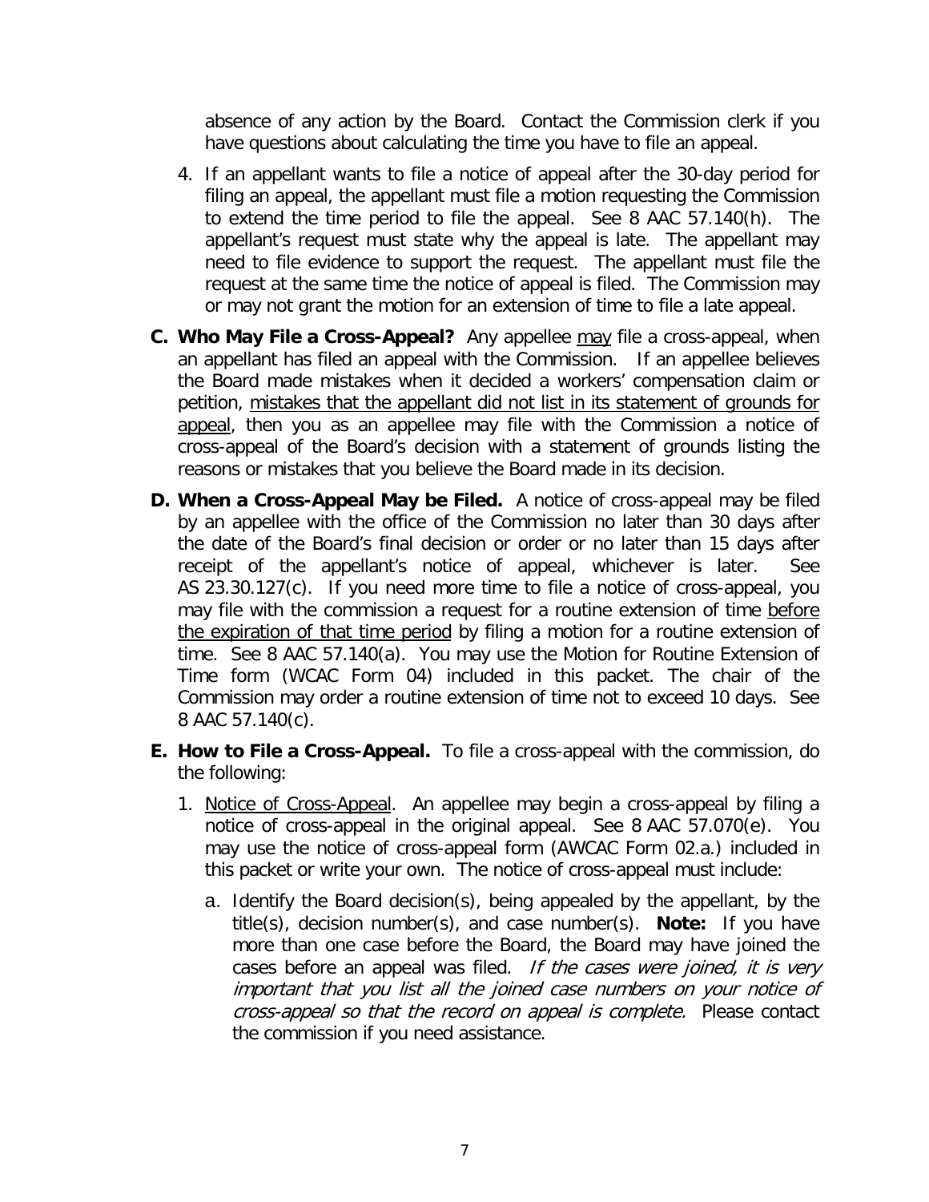absence of any action by the Board. Contact the Commission clerk if you have questions about calculating the time you have to file an appeal.

4. If an appellant wants to file a notice of appeal after the 30-day period for filing an appeal, the appellant must file a motion requesting the Commission to extend the time period to file the appeal. See 8 AAC 57.140(h). The appellant's request must state why the appeal is late. The appellant may need to file evidence to support the request. The appellant must file the request at the same time the notice of appeal is filed. The Commission may or may not grant the motion for an extension of time to file a late appeal.

**C. Who May File a Cross-Appeal?** Any appellee may file a cross-appeal, when an appellant has filed an appeal with the Commission. If an appellee believes the Board made mistakes when it decided a workers' compensation claim or petition, mistakes that the appellant did not list in its statement of grounds for appeal, then you as an appellee may file with the Commission a notice of cross-appeal of the Board's decision with a statement of grounds listing the reasons or mistakes that you believe the Board made in its decision.

**D. When a Cross-Appeal May be Filed.** A notice of cross-appeal may be filed by an appellee with the office of the Commission no later than 30 days after the date of the Board's final decision or order or no later than 15 days after receipt of the appellant's notice of appeal, whichever is later. See AS 23.30.127(c). If you need more time to file a notice of cross-appeal, you may file with the commission a request for a routine extension of time before the expiration of that time period by filing a motion for a routine extension of time. See 8 AAC 57.140(a). You may use the Motion for Routine Extension of Time form (WCAC Form 04) included in this packet. The chair of the Commission may order a routine extension of time not to exceed 10 days. See 8 AAC 57.140(c).

**E. How to File a Cross-Appeal.** To file a cross-appeal with the commission, do the following:

1. Notice of Cross-Appeal. An appellee may begin a cross-appeal by filing a notice of cross-appeal in the original appeal. See 8 AAC 57.070(e). You may use the notice of cross-appeal form (AWCAC Form 02.a.) included in this packet or write your own. The notice of cross-appeal must include:

   a. Identify the Board decision(s), being appealed by the appellant, by the title(s), decision number(s), and case number(s). **Note:** If you have more than one case before the Board, the Board may have joined the cases before an appeal was filed. *If the cases were joined, it is very important that you list all the joined case numbers on your notice of cross-appeal so that the record on appeal is complete.* Please contact the commission if you need assistance.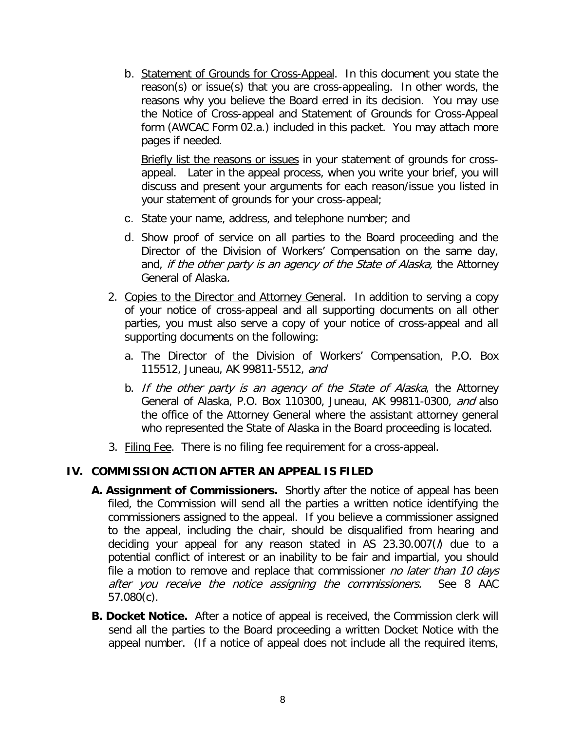b. Statement of Grounds for Cross-Appeal. In this document you state the reason(s) or issue(s) that you are cross-appealing. In other words, the reasons why you believe the Board erred in its decision. You may use the Notice of Cross-appeal and Statement of Grounds for Cross-Appeal form (AWCAC Form 02.a.) included in this packet. You may attach more pages if needed.

   Briefly list the reasons or issues in your statement of grounds for cross-appeal. Later in the appeal process, when you write your brief, you will discuss and present your arguments for each reason/issue you listed in your statement of grounds for your cross-appeal;

c. State your name, address, and telephone number; and

d. Show proof of service on all parties to the Board proceeding and the Director of the Division of Workers' Compensation on the same day, and, *if the other party is an agency of the State of Alaska,* the Attorney General of Alaska.

2. Copies to the Director and Attorney General. In addition to serving a copy of your notice of cross-appeal and all supporting documents on all other parties, you must also serve a copy of your notice of cross-appeal and all supporting documents on the following:

   a. The Director of the Division of Workers' Compensation, P.O. Box 115512, Juneau, AK 99811-5512, *and*

   b. *If the other party is an agency of the State of Alaska*, the Attorney General of Alaska, P.O. Box 110300, Juneau, AK 99811-0300, *and* also the office of the Attorney General where the assistant attorney general who represented the State of Alaska in the Board proceeding is located.

3. Filing Fee. There is no filing fee requirement for a cross-appeal.

## IV. COMMISSION ACTION AFTER AN APPEAL IS FILED

**A. Assignment of Commissioners.** Shortly after the notice of appeal has been filed, the Commission will send all the parties a written notice identifying the commissioners assigned to the appeal. If you believe a commissioner assigned to the appeal, including the chair, should be disqualified from hearing and deciding your appeal for any reason stated in AS 23.30.007(*l*) due to a potential conflict of interest or an inability to be fair and impartial, you should file a motion to remove and replace that commissioner *no later than 10 days after you receive the notice assigning the commissioners.* See 8 AAC 57.080(c).

**B. Docket Notice.** After a notice of appeal is received, the Commission clerk will send all the parties to the Board proceeding a written Docket Notice with the appeal number. (If a notice of appeal does not include all the required items,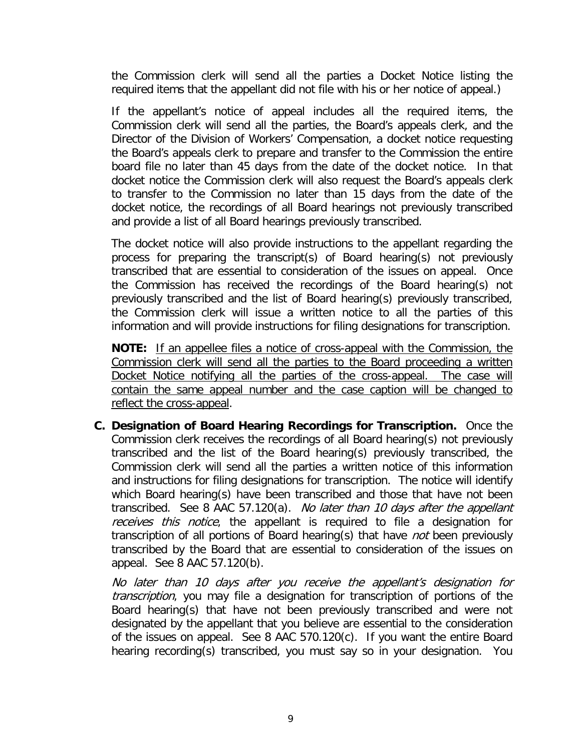the Commission clerk will send all the parties a Docket Notice listing the required items that the appellant did not file with his or her notice of appeal.)

If the appellant's notice of appeal includes all the required items, the Commission clerk will send all the parties, the Board's appeals clerk, and the Director of the Division of Workers' Compensation, a docket notice requesting the Board's appeals clerk to prepare and transfer to the Commission the entire board file no later than 45 days from the date of the docket notice. In that docket notice the Commission clerk will also request the Board's appeals clerk to transfer to the Commission no later than 15 days from the date of the docket notice, the recordings of all Board hearings not previously transcribed and provide a list of all Board hearings previously transcribed.

The docket notice will also provide instructions to the appellant regarding the process for preparing the transcript(s) of Board hearing(s) not previously transcribed that are essential to consideration of the issues on appeal. Once the Commission has received the recordings of the Board hearing(s) not previously transcribed and the list of Board hearing(s) previously transcribed, the Commission clerk will issue a written notice to all the parties of this information and will provide instructions for filing designations for transcription.

**NOTE:** <u>If an appellee files a notice of cross-appeal with the Commission, the Commission clerk will send all the parties to the Board proceeding a written Docket Notice notifying all the parties of the cross-appeal. The case will contain the same appeal number and the case caption will be changed to reflect the cross-appeal</u>.

**C. Designation of Board Hearing Recordings for Transcription.** Once the Commission clerk receives the recordings of all Board hearing(s) not previously transcribed and the list of the Board hearing(s) previously transcribed, the Commission clerk will send all the parties a written notice of this information and instructions for filing designations for transcription. The notice will identify which Board hearing(s) have been transcribed and those that have not been transcribed. See 8 AAC 57.120(a). *No later than 10 days after the appellant receives this notice*, the appellant is required to file a designation for transcription of all portions of Board hearing(s) that have *not* been previously transcribed by the Board that are essential to consideration of the issues on appeal. See 8 AAC 57.120(b).

*No later than 10 days after you receive the appellant's designation for transcription*, you may file a designation for transcription of portions of the Board hearing(s) that have not been previously transcribed and were not designated by the appellant that you believe are essential to the consideration of the issues on appeal. See 8 AAC 570.120(c). If you want the entire Board hearing recording(s) transcribed, you must say so in your designation. You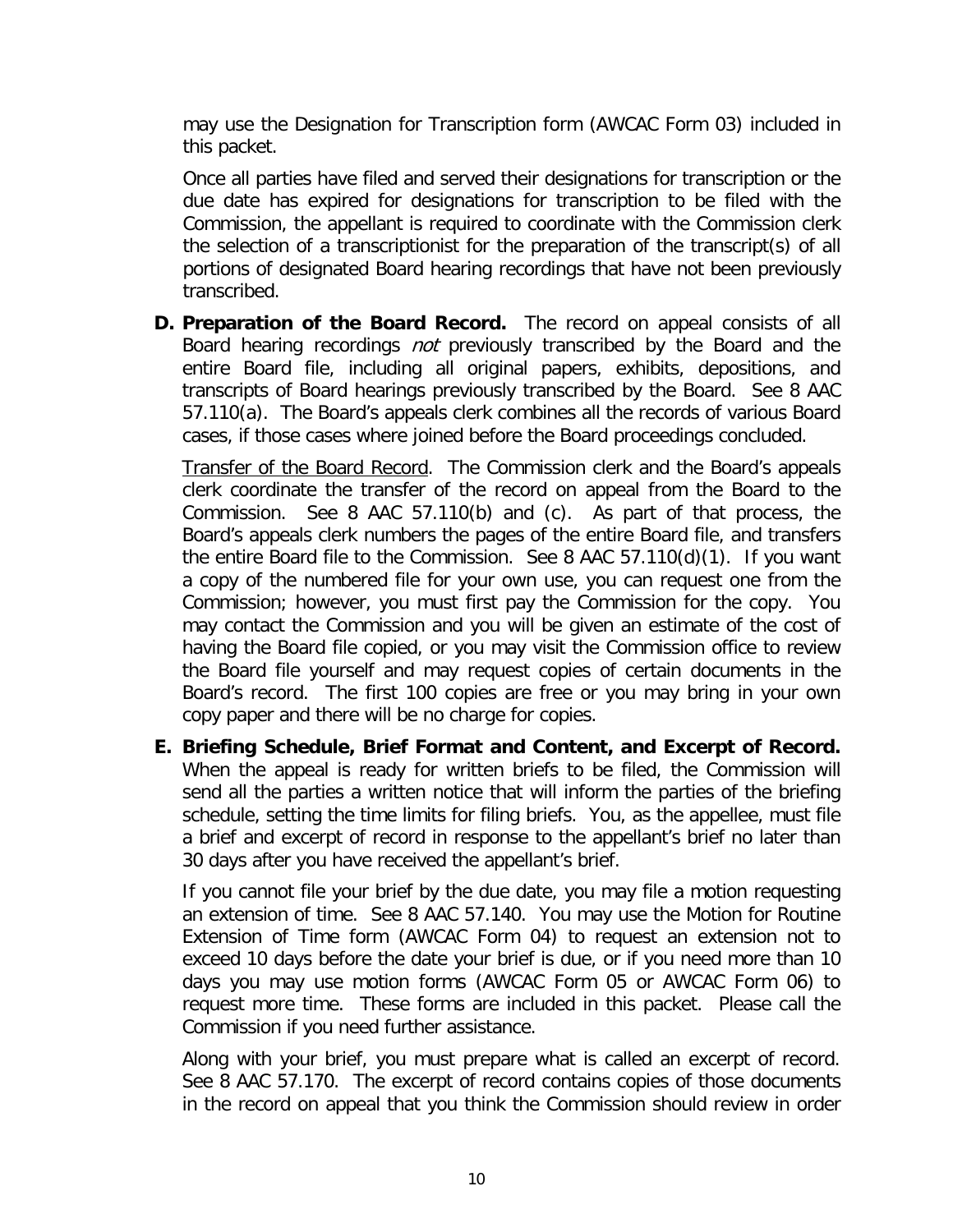may use the Designation for Transcription form (AWCAC Form 03) included in this packet.

Once all parties have filed and served their designations for transcription or the due date has expired for designations for transcription to be filed with the Commission, the appellant is required to coordinate with the Commission clerk the selection of a transcriptionist for the preparation of the transcript(s) of all portions of designated Board hearing recordings that have not been previously transcribed.

**D. Preparation of the Board Record.** The record on appeal consists of all Board hearing recordings *not* previously transcribed by the Board and the entire Board file, including all original papers, exhibits, depositions, and transcripts of Board hearings previously transcribed by the Board. See 8 AAC 57.110(a). The Board's appeals clerk combines all the records of various Board cases, if those cases where joined before the Board proceedings concluded.

Transfer of the Board Record. The Commission clerk and the Board's appeals clerk coordinate the transfer of the record on appeal from the Board to the Commission. See 8 AAC 57.110(b) and (c). As part of that process, the Board's appeals clerk numbers the pages of the entire Board file, and transfers the entire Board file to the Commission. See 8 AAC 57.110(d)(1). If you want a copy of the numbered file for your own use, you can request one from the Commission; however, you must first pay the Commission for the copy. You may contact the Commission and you will be given an estimate of the cost of having the Board file copied, or you may visit the Commission office to review the Board file yourself and may request copies of certain documents in the Board's record. The first 100 copies are free or you may bring in your own copy paper and there will be no charge for copies.

**E. Briefing Schedule, Brief Format and Content, and Excerpt of Record.** When the appeal is ready for written briefs to be filed, the Commission will send all the parties a written notice that will inform the parties of the briefing schedule, setting the time limits for filing briefs. You, as the appellee, must file a brief and excerpt of record in response to the appellant's brief no later than 30 days after you have received the appellant's brief.

If you cannot file your brief by the due date, you may file a motion requesting an extension of time. See 8 AAC 57.140. You may use the Motion for Routine Extension of Time form (AWCAC Form 04) to request an extension not to exceed 10 days before the date your brief is due, or if you need more than 10 days you may use motion forms (AWCAC Form 05 or AWCAC Form 06) to request more time. These forms are included in this packet. Please call the Commission if you need further assistance.

Along with your brief, you must prepare what is called an excerpt of record. See 8 AAC 57.170. The excerpt of record contains copies of those documents in the record on appeal that you think the Commission should review in order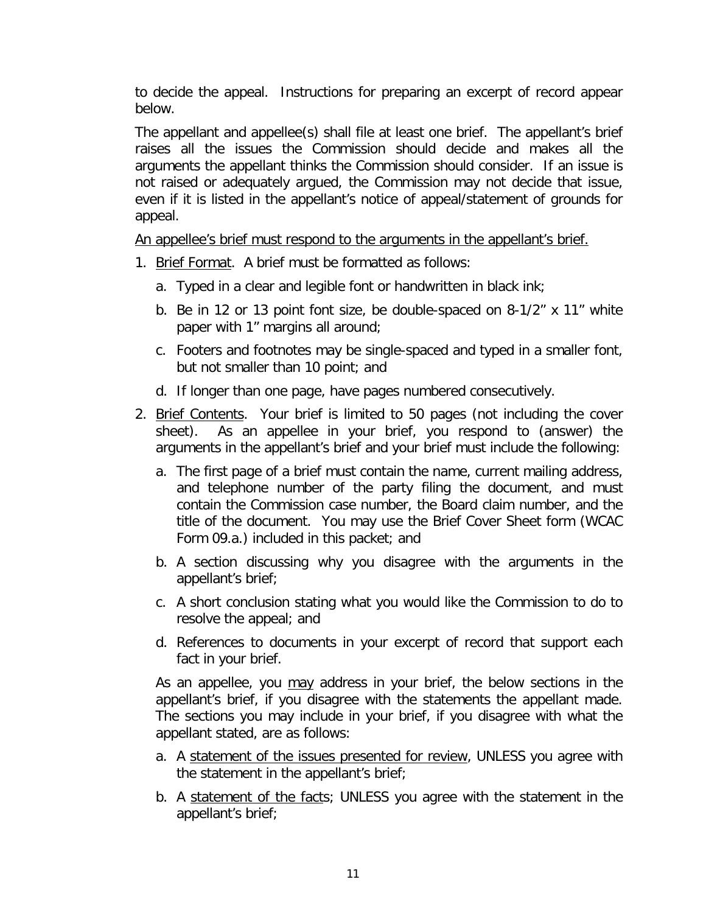to decide the appeal. Instructions for preparing an excerpt of record appear below.

The appellant and appellee(s) shall file at least one brief. The appellant's brief raises all the issues the Commission should decide and makes all the arguments the appellant thinks the Commission should consider. If an issue is not raised or adequately argued, the Commission may not decide that issue, even if it is listed in the appellant's notice of appeal/statement of grounds for appeal.

<u>An appellee's brief must respond to the arguments in the appellant's brief.</u>

1. <u>Brief Format</u>. A brief must be formatted as follows:
   a. Typed in a clear and legible font or handwritten in black ink;
   b. Be in 12 or 13 point font size, be double-spaced on 8-1/2" x 11" white paper with 1" margins all around;
   c. Footers and footnotes may be single-spaced and typed in a smaller font, but not smaller than 10 point; and
   d. If longer than one page, have pages numbered consecutively.
2. <u>Brief Contents</u>. Your brief is limited to 50 pages (not including the cover sheet). As an appellee in your brief, you respond to (answer) the arguments in the appellant's brief and your brief must include the following:
   a. The first page of a brief must contain the name, current mailing address, and telephone number of the party filing the document, and must contain the Commission case number, the Board claim number, and the title of the document. You may use the Brief Cover Sheet form (WCAC Form 09.a.) included in this packet; and
   b. A section discussing why you disagree with the arguments in the appellant's brief;
   c. A short conclusion stating what you would like the Commission to do to resolve the appeal; and
   d. References to documents in your excerpt of record that support each fact in your brief.

   As an appellee, you <u>may</u> address in your brief, the below sections in the appellant's brief, if you disagree with the statements the appellant made. The sections you may include in your brief, if you disagree with what the appellant stated, are as follows:

   a. A <u>statement of the issues presented for review</u>, UNLESS you agree with the statement in the appellant's brief;
   b. A <u>statement of the facts</u>; UNLESS you agree with the statement in the appellant's brief;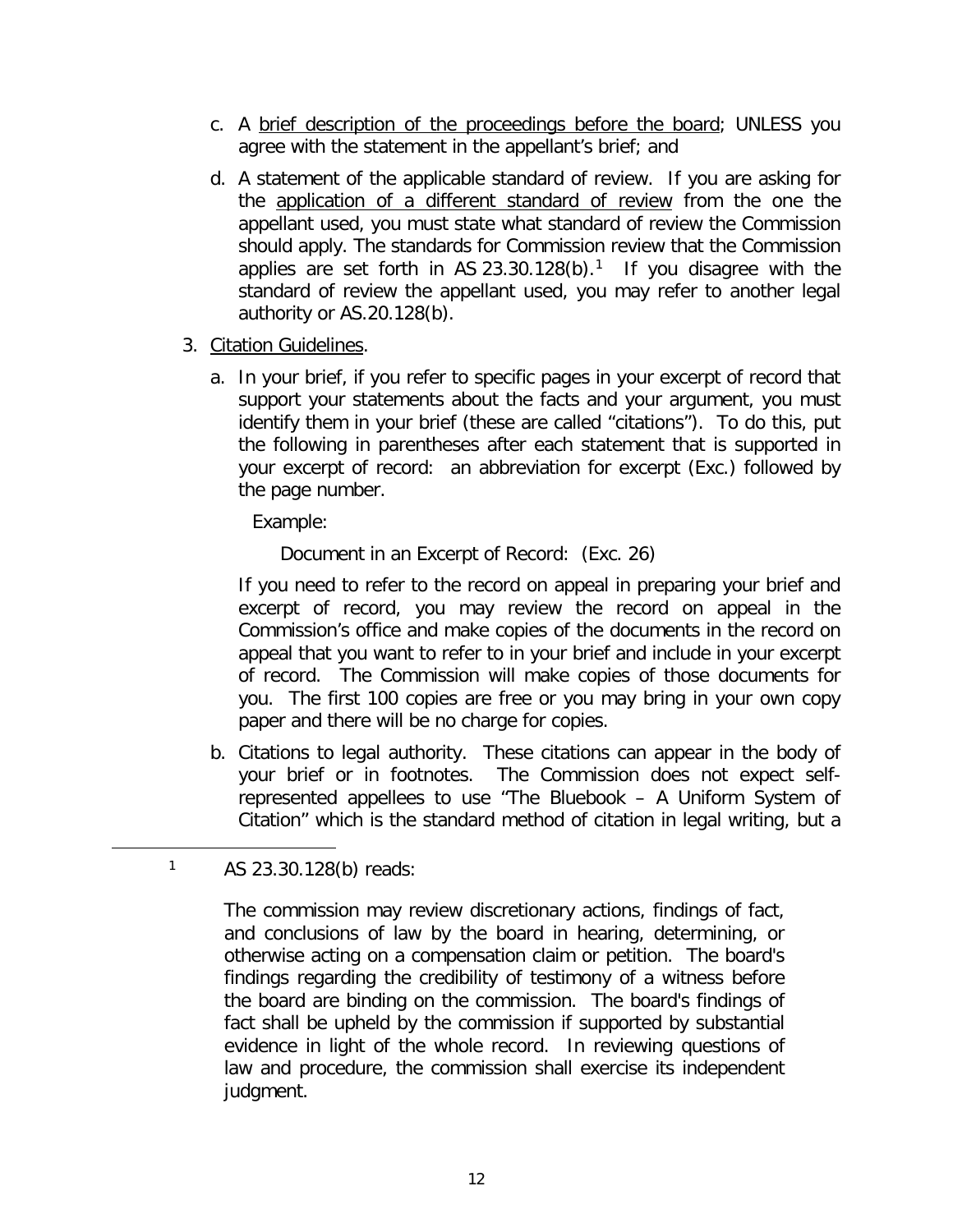c. A brief description of the proceedings before the board; UNLESS you agree with the statement in the appellant's brief; and

d. A statement of the applicable standard of review. If you are asking for the application of a different standard of review from the one the appellant used, you must state what standard of review the Commission should apply. The standards for Commission review that the Commission applies are set forth in AS 23.30.128(b).[1] If you disagree with the standard of review the appellant used, you may refer to another legal authority or AS.20.128(b).

3. Citation Guidelines.

   a. In your brief, if you refer to specific pages in your excerpt of record that support your statements about the facts and your argument, you must identify them in your brief (these are called "citations"). To do this, put the following in parentheses after each statement that is supported in your excerpt of record: an abbreviation for excerpt (Exc.) followed by the page number.

      Example:

      Document in an Excerpt of Record: (Exc. 26)

      If you need to refer to the record on appeal in preparing your brief and excerpt of record, you may review the record on appeal in the Commission's office and make copies of the documents in the record on appeal that you want to refer to in your brief and include in your excerpt of record. The Commission will make copies of those documents for you. The first 100 copies are free or you may bring in your own copy paper and there will be no charge for copies.

   b. Citations to legal authority. These citations can appear in the body of your brief or in footnotes. The Commission does not expect self-represented appellees to use "The Bluebook – A Uniform System of Citation" which is the standard method of citation in legal writing, but a

---

[1] AS 23.30.128(b) reads:

> The commission may review discretionary actions, findings of fact, and conclusions of law by the board in hearing, determining, or otherwise acting on a compensation claim or petition. The board's findings regarding the credibility of testimony of a witness before the board are binding on the commission. The board's findings of fact shall be upheld by the commission if supported by substantial evidence in light of the whole record. In reviewing questions of law and procedure, the commission shall exercise its independent judgment.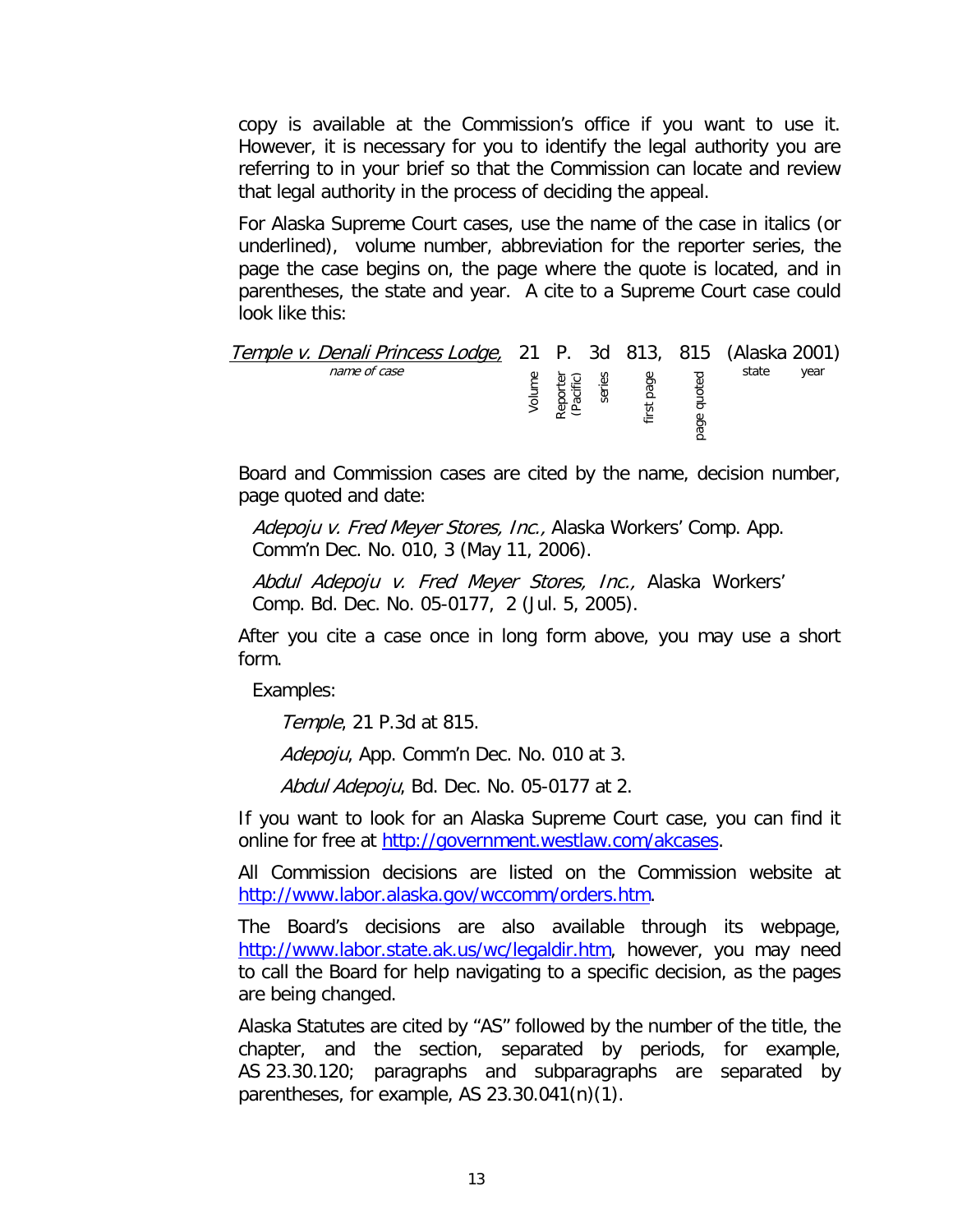copy is available at the Commission's office if you want to use it. However, it is necessary for you to identify the legal authority you are referring to in your brief so that the Commission can locate and review that legal authority in the process of deciding the appeal.

For Alaska Supreme Court cases, use the name of the case in italics (or underlined), volume number, abbreviation for the reporter series, the page the case begins on, the page where the quote is located, and in parentheses, the state and year. A cite to a Supreme Court case could look like this:

| *Temple v. Denali Princess Lodge,* | 21 | P. | 3d | 813, | 815 | (Alaska | 2001) |
|---|---|---|---|---|---|---|---|
| name of case | Volume | Reporter (Pacific) | series | first page | page quoted | state | year |

Board and Commission cases are cited by the name, decision number, page quoted and date:

*Adepoju v. Fred Meyer Stores, Inc.,* Alaska Workers' Comp. App. Comm'n Dec. No. 010, 3 (May 11, 2006).

*Abdul Adepoju v. Fred Meyer Stores, Inc.,* Alaska Workers' Comp. Bd. Dec. No. 05-0177, 2 (Jul. 5, 2005).

After you cite a case once in long form above, you may use a short form.

Examples:

*Temple*, 21 P.3d at 815.

*Adepoju*, App. Comm'n Dec. No. 010 at 3.

*Abdul Adepoju*, Bd. Dec. No. 05-0177 at 2.

If you want to look for an Alaska Supreme Court case, you can find it online for free at http://government.westlaw.com/akcases.

All Commission decisions are listed on the Commission website at http://www.labor.alaska.gov/wccomm/orders.htm.

The Board's decisions are also available through its webpage, http://www.labor.state.ak.us/wc/legaldir.htm, however, you may need to call the Board for help navigating to a specific decision, as the pages are being changed.

Alaska Statutes are cited by "AS" followed by the number of the title, the chapter, and the section, separated by periods, for example, AS 23.30.120; paragraphs and subparagraphs are separated by parentheses, for example, AS 23.30.041(n)(1).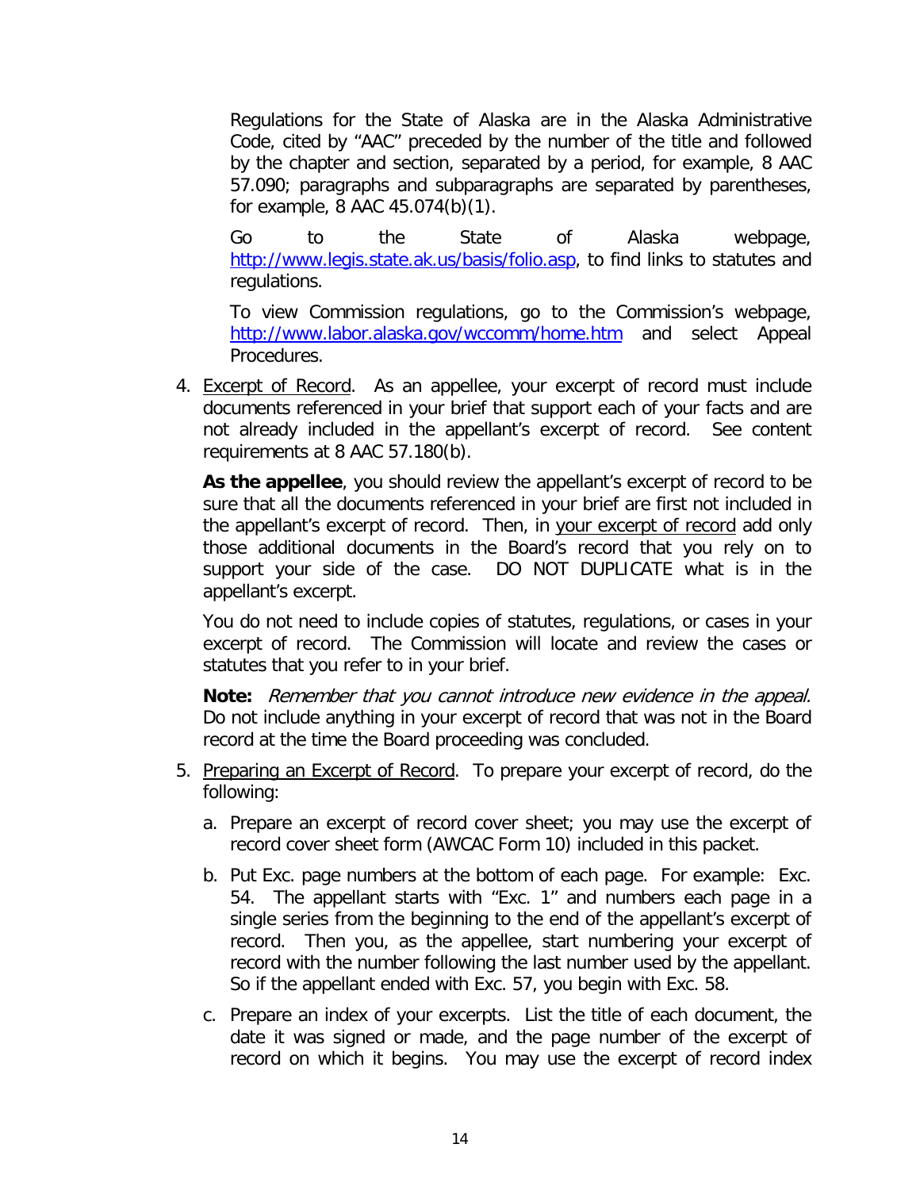Regulations for the State of Alaska are in the Alaska Administrative Code, cited by "AAC" preceded by the number of the title and followed by the chapter and section, separated by a period, for example, 8 AAC 57.090; paragraphs and subparagraphs are separated by parentheses, for example, 8 AAC 45.074(b)(1).

Go to the State of Alaska webpage, http://www.legis.state.ak.us/basis/folio.asp, to find links to statutes and regulations.

To view Commission regulations, go to the Commission's webpage, http://www.labor.alaska.gov/wccomm/home.htm and select Appeal Procedures.

4. Excerpt of Record. As an appellee, your excerpt of record must include documents referenced in your brief that support each of your facts and are not already included in the appellant's excerpt of record. See content requirements at 8 AAC 57.180(b).

   **As the appellee**, you should review the appellant's excerpt of record to be sure that all the documents referenced in your brief are first not included in the appellant's excerpt of record. Then, in your excerpt of record add only those additional documents in the Board's record that you rely on to support your side of the case. DO NOT DUPLICATE what is in the appellant's excerpt.

   You do not need to include copies of statutes, regulations, or cases in your excerpt of record. The Commission will locate and review the cases or statutes that you refer to in your brief.

   **Note:** *Remember that you cannot introduce new evidence in the appeal.* Do not include anything in your excerpt of record that was not in the Board record at the time the Board proceeding was concluded.

5. Preparing an Excerpt of Record. To prepare your excerpt of record, do the following:

   a. Prepare an excerpt of record cover sheet; you may use the excerpt of record cover sheet form (AWCAC Form 10) included in this packet.

   b. Put Exc. page numbers at the bottom of each page. For example: Exc. 54. The appellant starts with "Exc. 1" and numbers each page in a single series from the beginning to the end of the appellant's excerpt of record. Then you, as the appellee, start numbering your excerpt of record with the number following the last number used by the appellant. So if the appellant ended with Exc. 57, you begin with Exc. 58.

   c. Prepare an index of your excerpts. List the title of each document, the date it was signed or made, and the page number of the excerpt of record on which it begins. You may use the excerpt of record index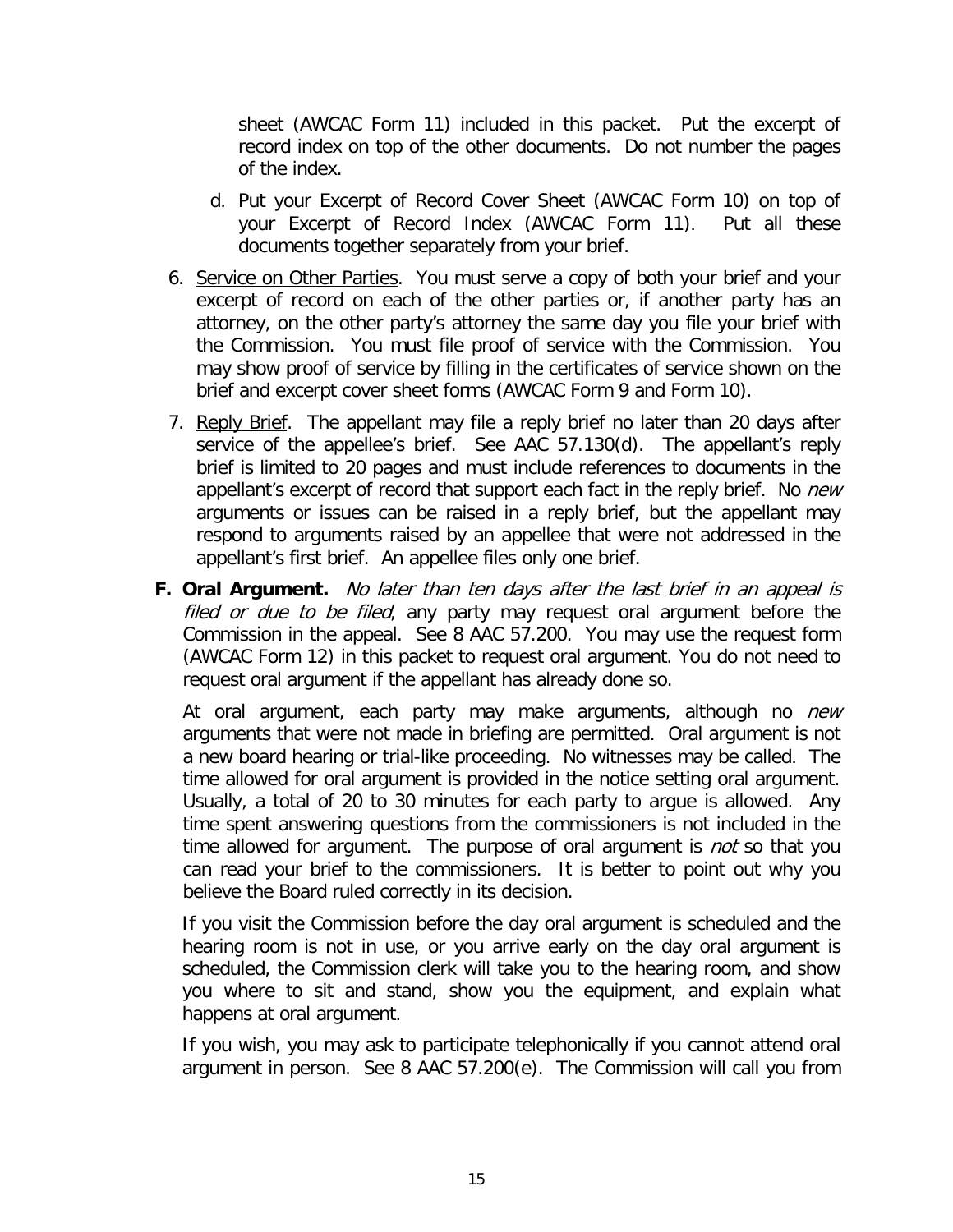sheet (AWCAC Form 11) included in this packet. Put the excerpt of record index on top of the other documents. Do not number the pages of the index.

d. Put your Excerpt of Record Cover Sheet (AWCAC Form 10) on top of your Excerpt of Record Index (AWCAC Form 11). Put all these documents together separately from your brief.

6. Service on Other Parties. You must serve a copy of both your brief and your excerpt of record on each of the other parties or, if another party has an attorney, on the other party's attorney the same day you file your brief with the Commission. You must file proof of service with the Commission. You may show proof of service by filling in the certificates of service shown on the brief and excerpt cover sheet forms (AWCAC Form 9 and Form 10).

7. Reply Brief. The appellant may file a reply brief no later than 20 days after service of the appellee's brief. See AAC 57.130(d). The appellant's reply brief is limited to 20 pages and must include references to documents in the appellant's excerpt of record that support each fact in the reply brief. No *new* arguments or issues can be raised in a reply brief, but the appellant may respond to arguments raised by an appellee that were not addressed in the appellant's first brief. An appellee files only one brief.

**F. Oral Argument.** *No later than ten days after the last brief in an appeal is filed or due to be filed*, any party may request oral argument before the Commission in the appeal. See 8 AAC 57.200. You may use the request form (AWCAC Form 12) in this packet to request oral argument. You do not need to request oral argument if the appellant has already done so.

At oral argument, each party may make arguments, although no *new* arguments that were not made in briefing are permitted. Oral argument is not a new board hearing or trial-like proceeding. No witnesses may be called. The time allowed for oral argument is provided in the notice setting oral argument. Usually, a total of 20 to 30 minutes for each party to argue is allowed. Any time spent answering questions from the commissioners is not included in the time allowed for argument. The purpose of oral argument is *not* so that you can read your brief to the commissioners. It is better to point out why you believe the Board ruled correctly in its decision.

If you visit the Commission before the day oral argument is scheduled and the hearing room is not in use, or you arrive early on the day oral argument is scheduled, the Commission clerk will take you to the hearing room, and show you where to sit and stand, show you the equipment, and explain what happens at oral argument.

If you wish, you may ask to participate telephonically if you cannot attend oral argument in person. See 8 AAC 57.200(e). The Commission will call you from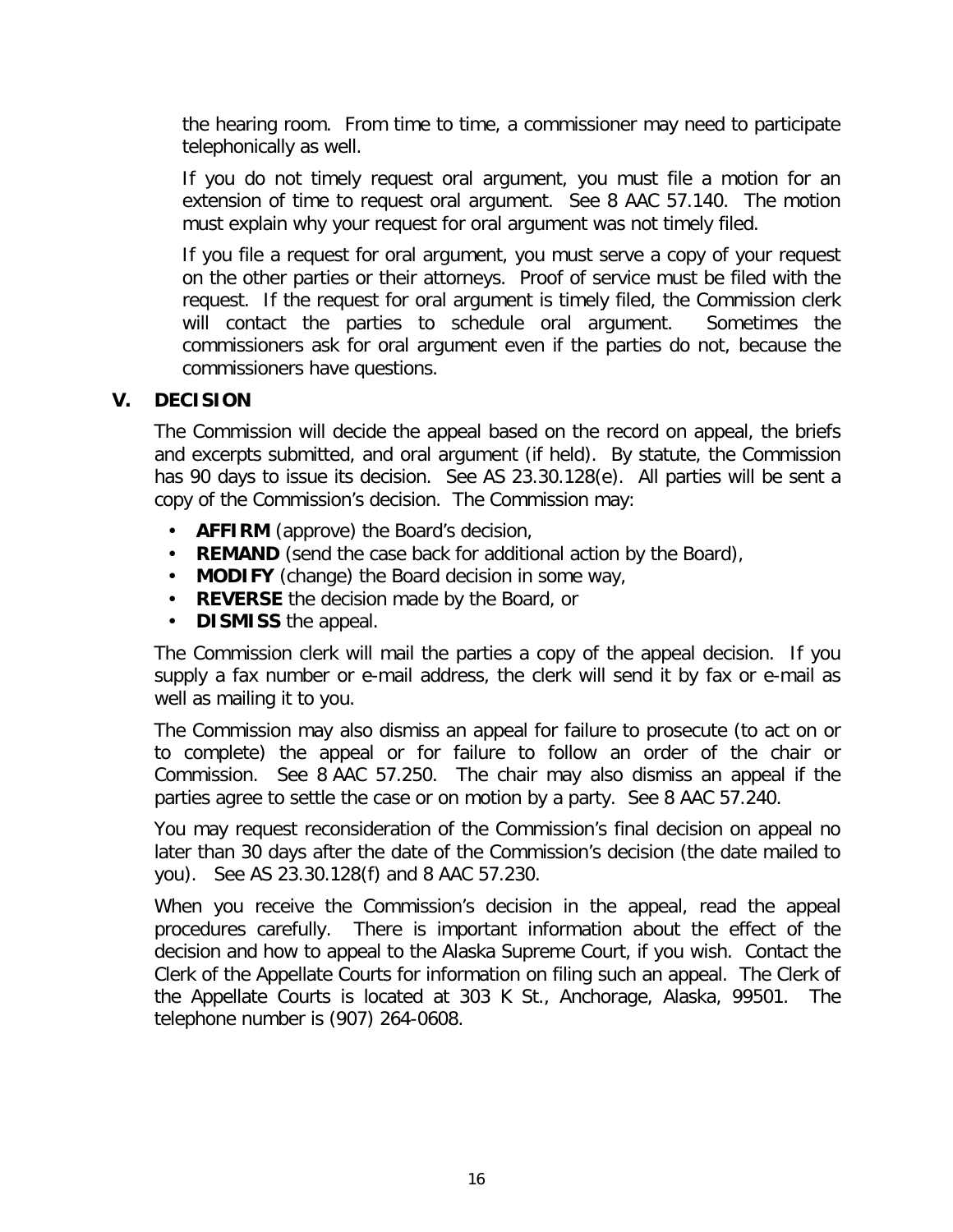the hearing room. From time to time, a commissioner may need to participate telephonically as well.

If you do not timely request oral argument, you must file a motion for an extension of time to request oral argument. See 8 AAC 57.140. The motion must explain why your request for oral argument was not timely filed.

If you file a request for oral argument, you must serve a copy of your request on the other parties or their attorneys. Proof of service must be filed with the request. If the request for oral argument is timely filed, the Commission clerk will contact the parties to schedule oral argument. Sometimes the commissioners ask for oral argument even if the parties do not, because the commissioners have questions.

## V. DECISION

The Commission will decide the appeal based on the record on appeal, the briefs and excerpts submitted, and oral argument (if held). By statute, the Commission has 90 days to issue its decision. See AS 23.30.128(e). All parties will be sent a copy of the Commission's decision. The Commission may:

- **AFFIRM** (approve) the Board's decision,
- **REMAND** (send the case back for additional action by the Board),
- **MODIFY** (change) the Board decision in some way,
- **REVERSE** the decision made by the Board, or
- **DISMISS** the appeal.

The Commission clerk will mail the parties a copy of the appeal decision. If you supply a fax number or e-mail address, the clerk will send it by fax or e-mail as well as mailing it to you.

The Commission may also dismiss an appeal for failure to prosecute (to act on or to complete) the appeal or for failure to follow an order of the chair or Commission. See 8 AAC 57.250. The chair may also dismiss an appeal if the parties agree to settle the case or on motion by a party. See 8 AAC 57.240.

You may request reconsideration of the Commission's final decision on appeal no later than 30 days after the date of the Commission's decision (the date mailed to you). See AS 23.30.128(f) and 8 AAC 57.230.

When you receive the Commission's decision in the appeal, read the appeal procedures carefully. There is important information about the effect of the decision and how to appeal to the Alaska Supreme Court, if you wish. Contact the Clerk of the Appellate Courts for information on filing such an appeal. The Clerk of the Appellate Courts is located at 303 K St., Anchorage, Alaska, 99501. The telephone number is (907) 264-0608.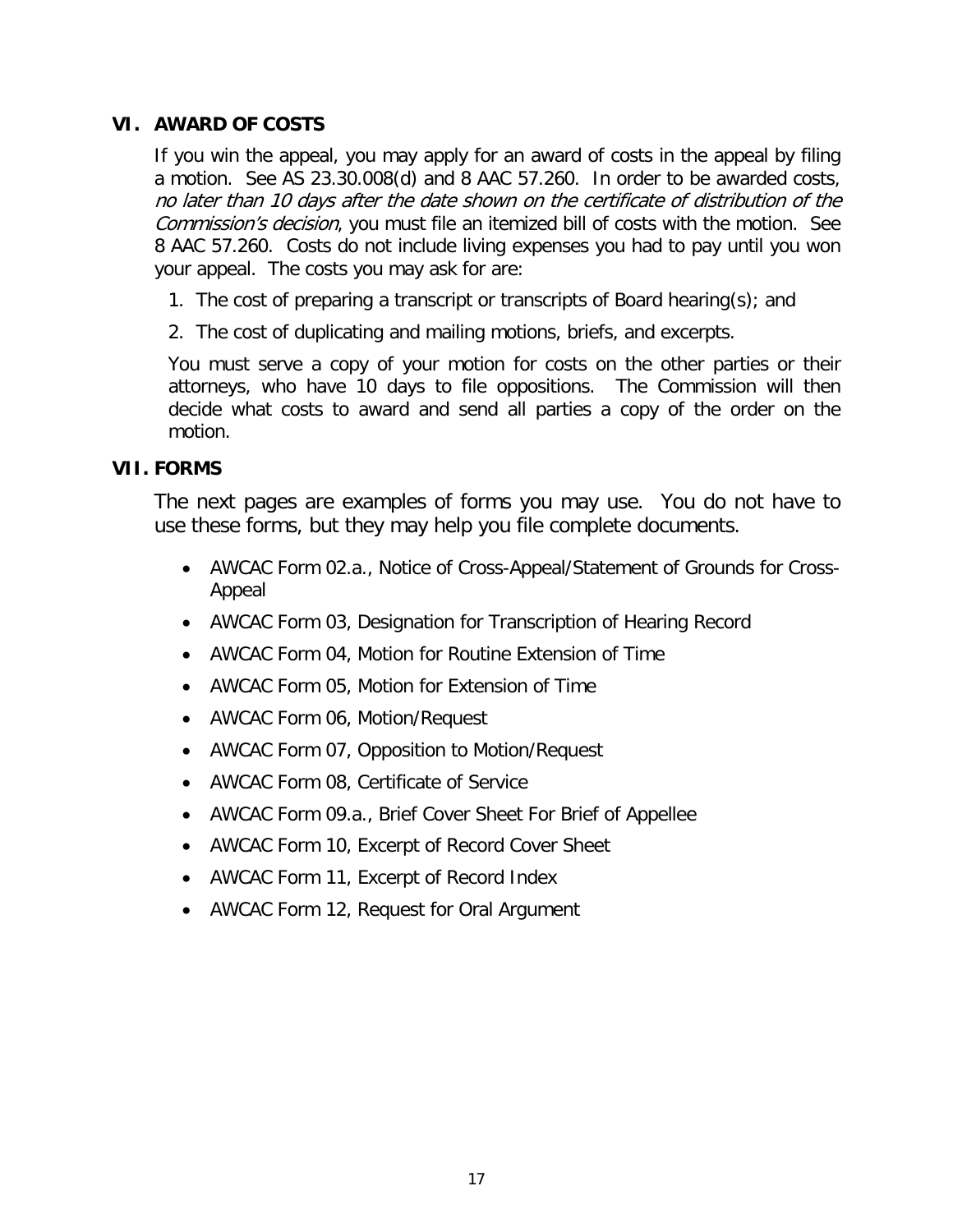## VI. AWARD OF COSTS

If you win the appeal, you may apply for an award of costs in the appeal by filing a motion. See AS 23.30.008(d) and 8 AAC 57.260. In order to be awarded costs, *no later than 10 days after the date shown on the certificate of distribution of the Commission's decision*, you must file an itemized bill of costs with the motion. See 8 AAC 57.260. Costs do not include living expenses you had to pay until you won your appeal. The costs you may ask for are:

1. The cost of preparing a transcript or transcripts of Board hearing(s); and
2. The cost of duplicating and mailing motions, briefs, and excerpts.

You must serve a copy of your motion for costs on the other parties or their attorneys, who have 10 days to file oppositions. The Commission will then decide what costs to award and send all parties a copy of the order on the motion.

## VII. FORMS

The next pages are examples of forms you may use. You do not have to use these forms, but they may help you file complete documents.

- AWCAC Form 02.a., Notice of Cross-Appeal/Statement of Grounds for Cross-Appeal
- AWCAC Form 03, Designation for Transcription of Hearing Record
- AWCAC Form 04, Motion for Routine Extension of Time
- AWCAC Form 05, Motion for Extension of Time
- AWCAC Form 06, Motion/Request
- AWCAC Form 07, Opposition to Motion/Request
- AWCAC Form 08, Certificate of Service
- AWCAC Form 09.a., Brief Cover Sheet For Brief of Appellee
- AWCAC Form 10, Excerpt of Record Cover Sheet
- AWCAC Form 11, Excerpt of Record Index
- AWCAC Form 12, Request for Oral Argument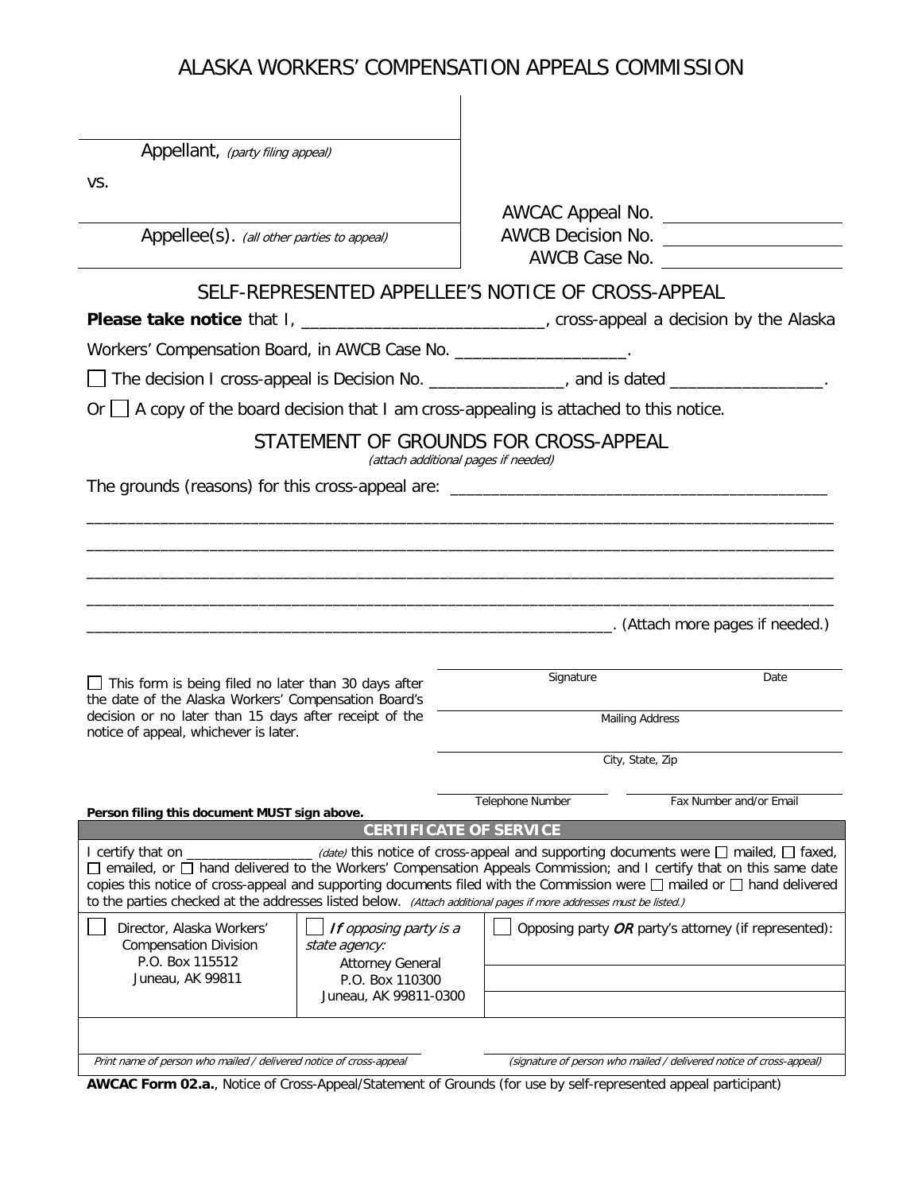# ALASKA WORKERS' COMPENSATION APPEALS COMMISSION

| | |
|---|---|
| Appellant, *(party filing appeal)* | |
| vs. | AWCAC Appeal No. ____________ |
| Appellee(s). *(all other parties to appeal)* | AWCB Decision No. ____________ |
| | AWCB Case No. ____________ |

## SELF-REPRESENTED APPELLEE'S NOTICE OF CROSS-APPEAL

**Please take notice** that I, __________________________, cross-appeal a decision by the Alaska Workers' Compensation Board, in AWCB Case No. ___________________.

☐ The decision I cross-appeal is Decision No. _______________, and is dated _________________.

Or ☐ A copy of the board decision that I am cross-appealing is attached to this notice.

## STATEMENT OF GROUNDS FOR CROSS-APPEAL

*(attach additional pages if needed)*

The grounds (reasons) for this cross-appeal are: ___________________________________________

_____________________________________________________________________________________

_____________________________________________________________________________________

_____________________________________________________________________________________

_____________________________________________________________________________________

_________________________________________________________________. (Attach more pages if needed.)

☐ This form is being filed no later than 30 days after the date of the Alaska Workers' Compensation Board's decision or no later than 15 days after receipt of the notice of appeal, whichever is later.

| | |
|---|---|
| Signature | Date |
| Mailing Address | |
| City, State, Zip | |
| Telephone Number | Fax Number and/or Email |

**Person filing this document MUST sign above.**

## CERTIFICATE OF SERVICE

I certify that on ________________ *(date)* this notice of cross-appeal and supporting documents were ☐ mailed, ☐ faxed, ☐ emailed, or ☐ hand delivered to the Workers' Compensation Appeals Commission; and I certify that on this same date copies this notice of cross-appeal and supporting documents filed with the Commission were ☐ mailed or ☐ hand delivered to the parties checked at the addresses listed below. *(Attach additional pages if more addresses must be listed.)*

| ☐ Director, Alaska Workers' Compensation Division P.O. Box 115512 Juneau, AK 99811 | ☐ *If opposing party is a state agency:* Attorney General P.O. Box 110300 Juneau, AK 99811-0300 | ☐ Opposing party ***OR*** party's attorney (if represented): |
|---|---|---|

| | |
|---|---|
| *Print name of person who mailed / delivered notice of cross-appeal* | *(signature of person who mailed / delivered notice of cross-appeal)* |

**AWCAC Form 02.a.**, Notice of Cross-Appeal/Statement of Grounds (for use by self-represented appeal participant)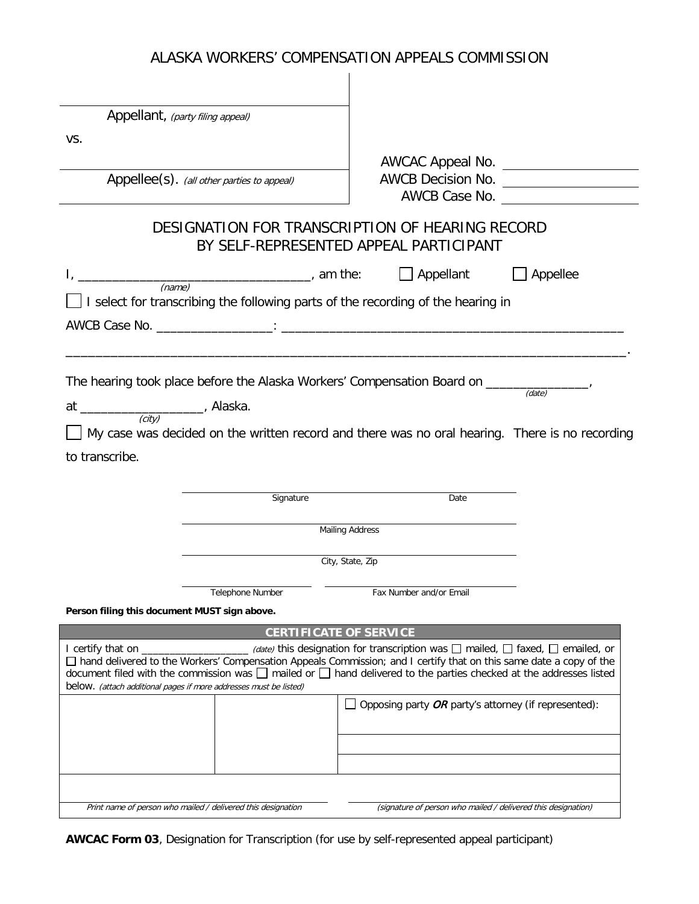# ALASKA WORKERS' COMPENSATION APPEALS COMMISSION

| | |
|---|---|
| Appellant, *(party filing appeal)* | |
| vs. | AWCAC Appeal No. ________ |
| Appellee(s). *(all other parties to appeal)* | AWCB Decision No. ________ |
| | AWCB Case No. ________ |

## DESIGNATION FOR TRANSCRIPTION OF HEARING RECORD BY SELF-REPRESENTED APPEAL PARTICIPANT

I, ________________________________, am the: ☐ Appellant ☐ Appellee
*(name)*

☐ I select for transcribing the following parts of the recording of the hearing in

AWCB Case No. ________________: ________________________________________________

________________________________________________________________________________.

The hearing took place before the Alaska Workers' Compensation Board on ______________,
*(date)*

at _________________, Alaska.
*(city)*

☐ My case was decided on the written record and there was no oral hearing. There is no recording to transcribe.

______________________________ ______________
Signature Date

______________________________
Mailing Address

______________________________
City, State, Zip

______________________________ ______________________________
Telephone Number Fax Number and/or Email

**Person filing this document MUST sign above.**

**CERTIFICATE OF SERVICE**

I certify that on _________________ *(date)* this designation for transcription was ☐ mailed, ☐ faxed, ☐ emailed, or ☐ hand delivered to the Workers' Compensation Appeals Commission; and I certify that on this same date a copy of the document filed with the commission was ☐ mailed or ☐ hand delivered to the parties checked at the addresses listed below. *(attach additional pages if more addresses must be listed)*

| | | ☐ Opposing party ***OR*** party's attorney (if represented): |
|---|---|---|
| | | |
| | | |

______________________________ ______________________________
*Print name of person who mailed / delivered this designation* *(signature of person who mailed / delivered this designation)*

**AWCAC Form 03**, Designation for Transcription (for use by self-represented appeal participant)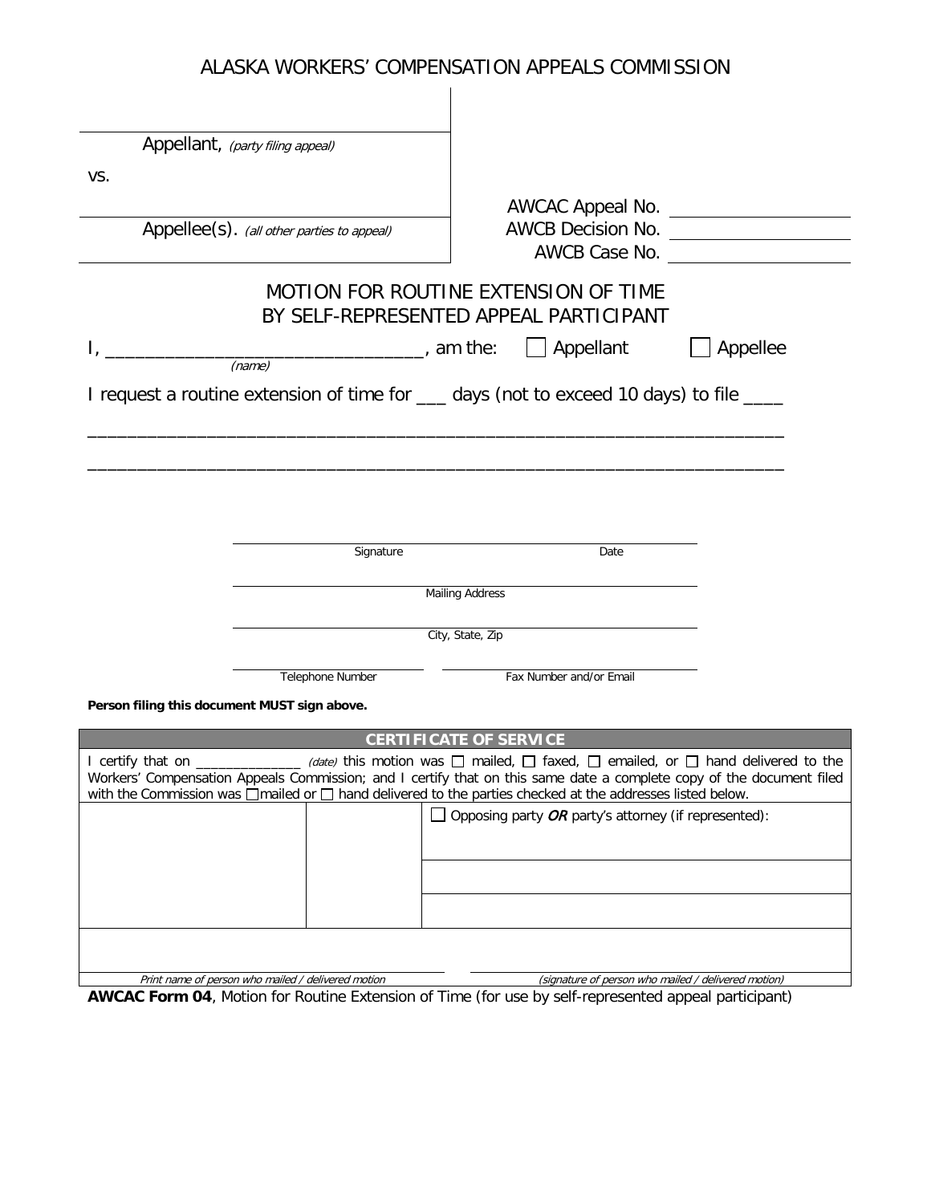# ALASKA WORKERS' COMPENSATION APPEALS COMMISSION

| | |
|---|---|
| _______________________ Appellant, *(party filing appeal)* | |
| vs. | |
| _______________________ Appellee(s). *(all other parties to appeal)* | AWCAC Appeal No. __________ AWCB Decision No. __________ AWCB Case No. __________ |

## MOTION FOR ROUTINE EXTENSION OF TIME BY SELF-REPRESENTED APPEAL PARTICIPANT

I, _______________________________ *(name)*, am the: ☐ Appellant ☐ Appellee

I request a routine extension of time for ___ days (not to exceed 10 days) to file ____

_______________________________________________________________________

_______________________________________________________________________

_______________________________________________
Signature Date

_______________________________________________
Mailing Address

_______________________________________________
City, State, Zip

_______________________ _______________________
Telephone Number Fax Number and/or Email

**Person filing this document MUST sign above.**

| **CERTIFICATE OF SERVICE** | | |
|---|---|---|
| I certify that on ______________ *(date)* this motion was ☐ mailed, ☐ faxed, ☐ emailed, or ☐ hand delivered to the Workers' Compensation Appeals Commission; and I certify that on this same date a complete copy of the document filed with the Commission was ☐mailed or ☐ hand delivered to the parties checked at the addresses listed below. | | |
| | | ☐ Opposing party *OR* party's attorney (if represented): |
| | | |
| | | |
| *Print name of person who mailed / delivered motion* | | *(signature of person who mailed / delivered motion)* |

**AWCAC Form 04**, Motion for Routine Extension of Time (for use by self-represented appeal participant)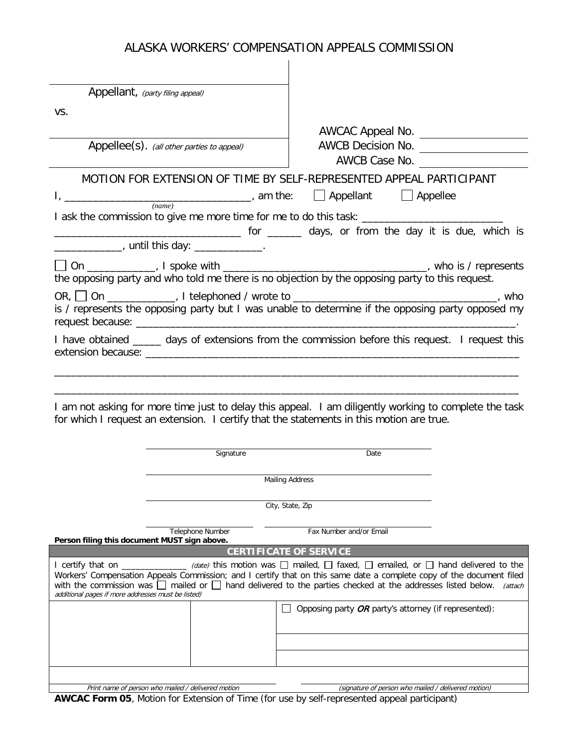# ALASKA WORKERS' COMPENSATION APPEALS COMMISSION

| | |
|---|---|
| Appellant, *(party filing appeal)* | |
| vs. | AWCAC Appeal No. ______________ |
| Appellee(s). *(all other parties to appeal)* | AWCB Decision No. ______________ |
| | AWCB Case No. ______________ |

## MOTION FOR EXTENSION OF TIME BY SELF-REPRESENTED APPEAL PARTICIPANT

I, _________________________________ *(name)*, am the: ☐ Appellant ☐ Appellee

I ask the commission to give me more time for me to do this task: __________________________ __________________________________ for ______ days, or from the day it is due, which is ____________, until this day: ____________.

☐ On ____________, I spoke with ____________________________________, who is / represents the opposing party and who told me there is no objection by the opposing party to this request.

OR, ☐ On ____________, I telephoned / wrote to ____________________________________, who is / represents the opposing party but I was unable to determine if the opposing party opposed my request because: _______________________________________________________________.

I have obtained _____ days of extensions from the commission before this request. I request this extension because: ________________________________________________________________

________________________________________________________________________________

________________________________________________________________________________

I am not asking for more time just to delay this appeal. I am diligently working to complete the task for which I request an extension. I certify that the statements in this motion are true.

______________________________ ______________________________
Signature Date

____________________________________________________________
Mailing Address

____________________________________________________________
City, State, Zip

______________________________ ______________________________
Telephone Number Fax Number and/or Email

**Person filing this document MUST sign above.**

## CERTIFICATE OF SERVICE

I certify that on ______________ *(date)* this motion was ☐ mailed, ☐ faxed, ☐ emailed, or ☐ hand delivered to the Workers' Compensation Appeals Commission; and I certify that on this same date a complete copy of the document filed with the commission was ☐ mailed or ☐ hand delivered to the parties checked at the addresses listed below. *(attach additional pages if more addresses must be listed)*

| | | ☐ Opposing party *OR* party's attorney (if represented): |
|---|---|---|
| | | |
| | | |

______________________________ ______________________________
*Print name of person who mailed / delivered motion* *(signature of person who mailed / delivered motion)*

**AWCAC Form 05**, Motion for Extension of Time (for use by self-represented appeal participant)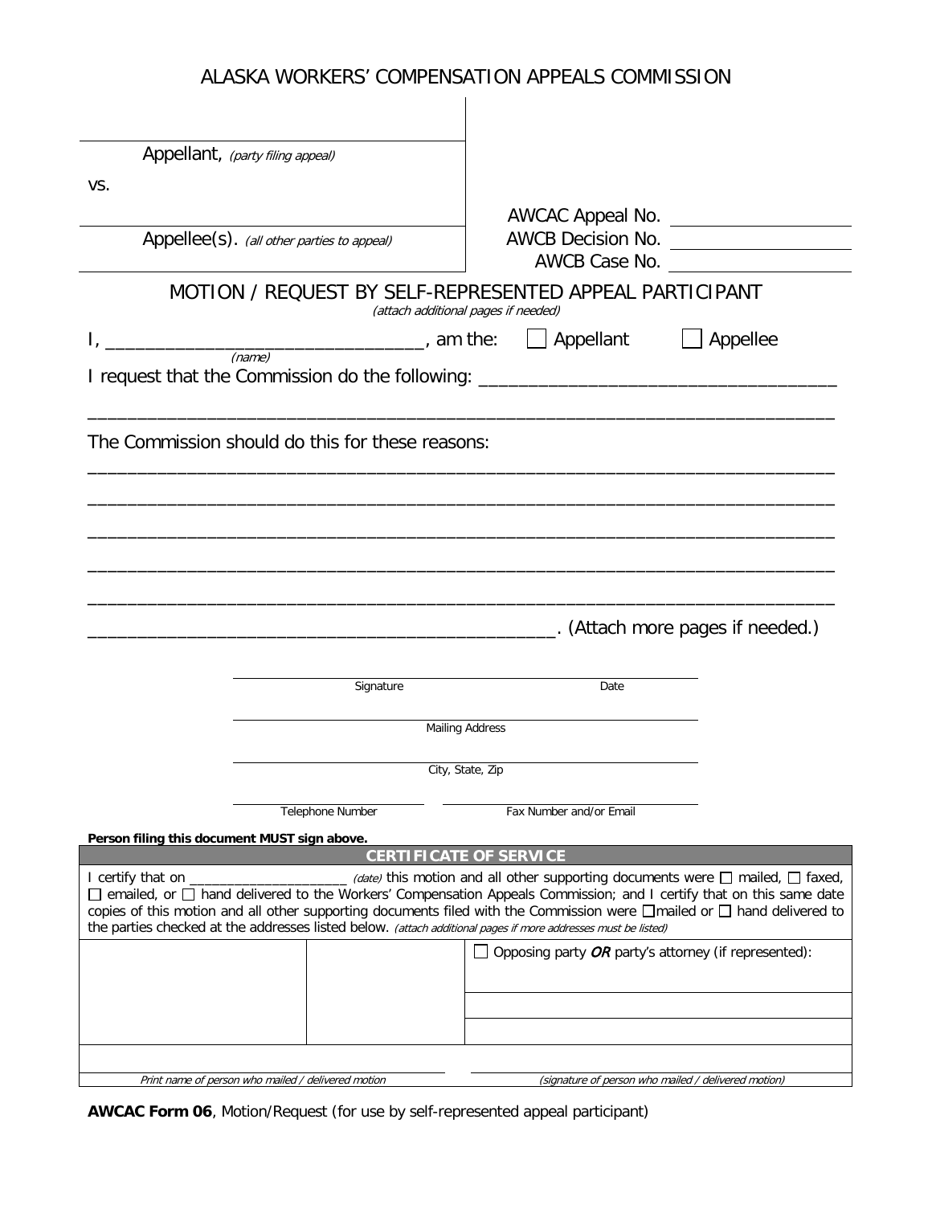# ALASKA WORKERS' COMPENSATION APPEALS COMMISSION

| | |
|---|---|
| Appellant, *(party filing appeal)* | |
| vs. | |
| Appellee(s). *(all other parties to appeal)* | AWCAC Appeal No. ____________ |
| | AWCB Decision No. ____________ |
| | AWCB Case No. ____________ |

## MOTION / REQUEST BY SELF-REPRESENTED APPEAL PARTICIPANT

*(attach additional pages if needed)*

I, ________________________________, am the: ☐ Appellant ☐ Appellee
*(name)*

I request that the Commission do the following: ____________________________________

______________________________________________________________________________

The Commission should do this for these reasons:

______________________________________________________________________________

______________________________________________________________________________

______________________________________________________________________________

______________________________________________________________________________

______________________________________________________________________________

______________________________________________. (Attach more pages if needed.)

______________________________ ______________
Signature Date

______________________________
Mailing Address

______________________________
City, State, Zip

______________ ______________
Telephone Number Fax Number and/or Email

**Person filing this document MUST sign above.**

### CERTIFICATE OF SERVICE

I certify that on ____________________ *(date)* this motion and all other supporting documents were ☐ mailed, ☐ faxed, ☐ emailed, or ☐ hand delivered to the Workers' Compensation Appeals Commission; and I certify that on this same date copies of this motion and all other supporting documents filed with the Commission were ☐mailed or ☐ hand delivered to the parties checked at the addresses listed below. *(attach additional pages if more addresses must be listed)*

| | | ☐ Opposing party ***OR*** party's attorney (if represented): |
|---|---|---|
| | | |
| | | |

______________________________ ______________________________
*Print name of person who mailed / delivered motion* *(signature of person who mailed / delivered motion)*

**AWCAC Form 06**, Motion/Request (for use by self-represented appeal participant)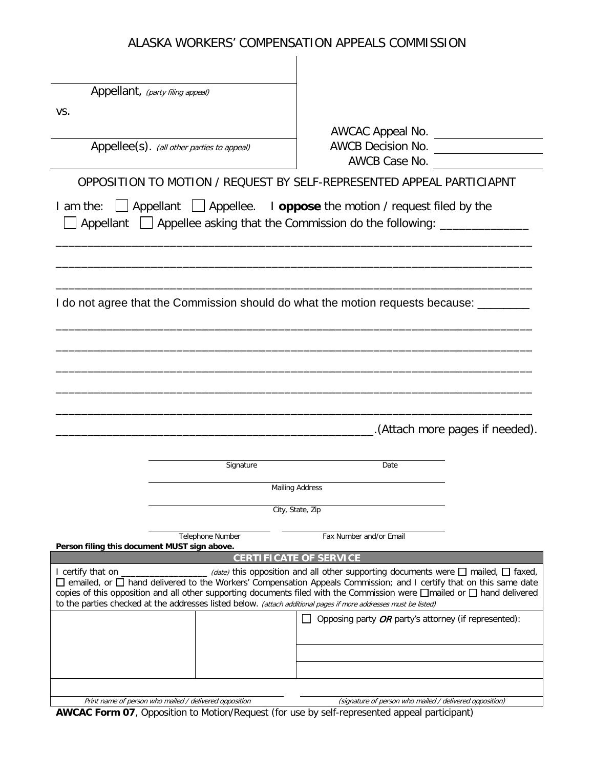# ALASKA WORKERS' COMPENSATION APPEALS COMMISSION

| | |
|---|---|
| _______________ Appellant, *(party filing appeal)* | |
| vs. | |
| _______________ Appellee(s). *(all other parties to appeal)* | AWCAC Appeal No. _______________ AWCB Decision No. _______________ AWCB Case No. _______________ |

## OPPOSITION TO MOTION / REQUEST BY SELF-REPRESENTED APPEAL PARTICIAPNT

I am the: ☐ Appellant ☐ Appellee. I **oppose** the motion / request filed by the ☐ Appellant ☐ Appellee asking that the Commission do the following: _______________

_______________________________________________________________________________

_______________________________________________________________________________

_______________________________________________________________________________

I do not agree that the Commission should do what the motion requests because: ________

_______________________________________________________________________________

_______________________________________________________________________________

_______________________________________________________________________________

_______________________________________________________________________________

_______________________________________________________________________________

_______________________________________________________.(Attach more pages if needed).

_______________________________ _______________
Signature Date

_______________________________________________
Mailing Address

_______________________________________________
City, State, Zip

_______________________ _______________________
Telephone Number Fax Number and/or Email

**Person filing this document MUST sign above.**

### CERTIFICATE OF SERVICE

I certify that on _________________ *(date)* this opposition and all other supporting documents were ☐ mailed, ☐ faxed, ☐ emailed, or ☐ hand delivered to the Workers' Compensation Appeals Commission; and I certify that on this same date copies of this opposition and all other supporting documents filed with the Commission were ☐mailed or ☐ hand delivered to the parties checked at the addresses listed below. *(attach additional pages if more addresses must be listed)*

| | | ☐ Opposing party *OR* party's attorney (if represented): |
|---|---|---|
| | | |
| | | |

_______________________________ _______________________________
*Print name of person who mailed / delivered opposition* *(signature of person who mailed / delivered opposition)*

**AWCAC Form 07**, Opposition to Motion/Request (for use by self-represented appeal participant)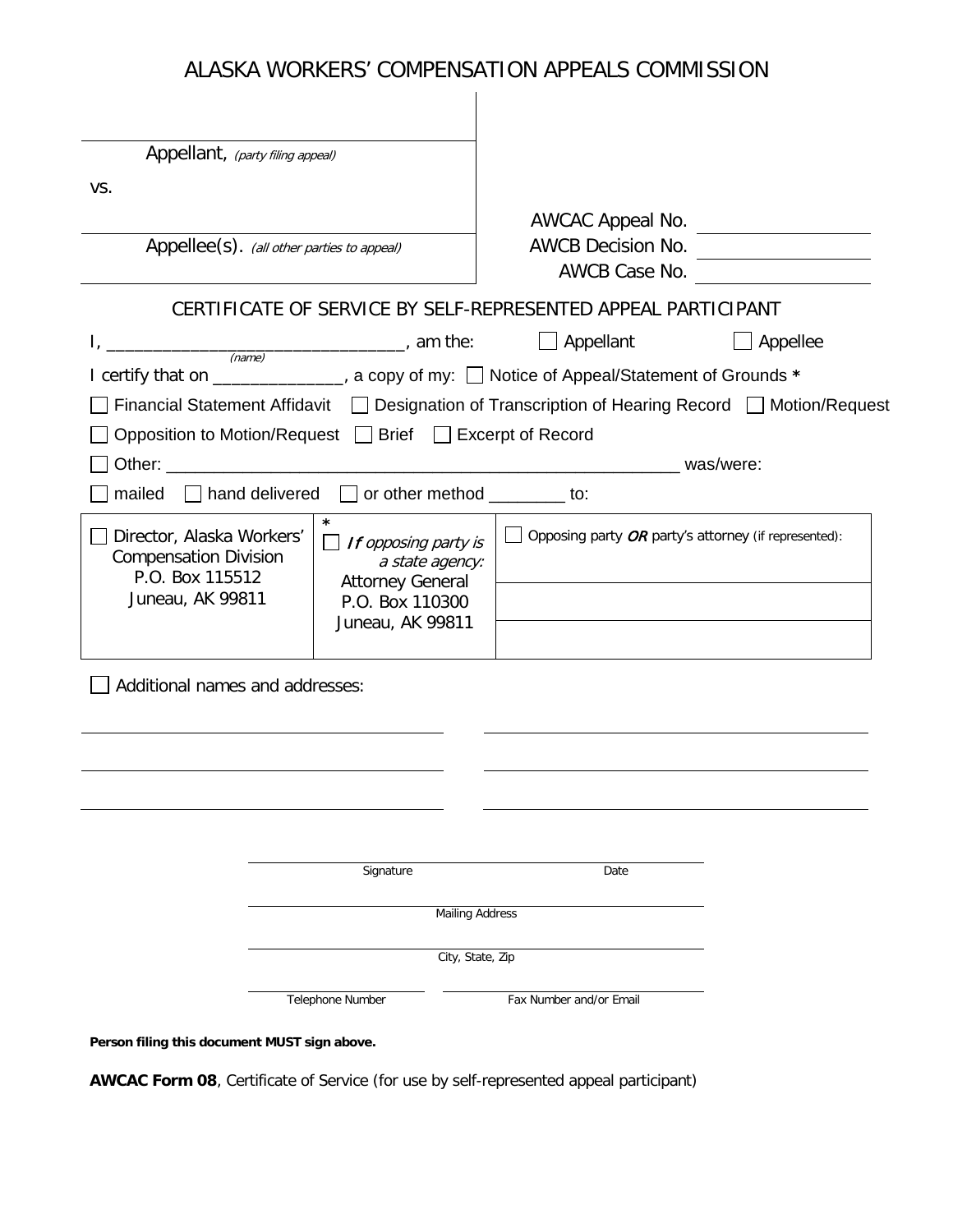# ALASKA WORKERS' COMPENSATION APPEALS COMMISSION

| | |
|---|---|
| Appellant, *(party filing appeal)* | |
| vs. | AWCAC Appeal No. ________ |
| Appellee(s). *(all other parties to appeal)* | AWCB Decision No. ________ |
| | AWCB Case No. ________ |

## CERTIFICATE OF SERVICE BY SELF-REPRESENTED APPEAL PARTICIPANT

I, _______________________________, am the: ☐ Appellant ☐ Appellee
*(name)*

I certify that on _____________, a copy of my: ☐ Notice of Appeal/Statement of Grounds *

☐ Financial Statement Affidavit ☐ Designation of Transcription of Hearing Record ☐ Motion/Request

☐ Opposition to Motion/Request ☐ Brief ☐ Excerpt of Record

☐ Other: _____________________________________________________ was/were:

☐ mailed ☐ hand delivered ☐ or other method ________ to:

| ☐ Director, Alaska Workers' Compensation Division<br>P.O. Box 115512<br>Juneau, AK 99811 | *<br>☐ *If opposing party is a state agency:*<br>Attorney General<br>P.O. Box 110300<br>Juneau, AK 99811 | ☐ Opposing party ***OR*** party's attorney (if represented):<br>________________<br>________________ |
|---|---|---|

☐ Additional names and addresses:

______________________________ ______________________________

______________________________ ______________________________

______________________________ ______________________________

Signature ______________________ Date ____________

Mailing Address ______________________________

City, State, Zip ______________________________

Telephone Number ______________ Fax Number and/or Email ______________

**Person filing this document MUST sign above.**

**AWCAC Form 08**, Certificate of Service (for use by self-represented appeal participant)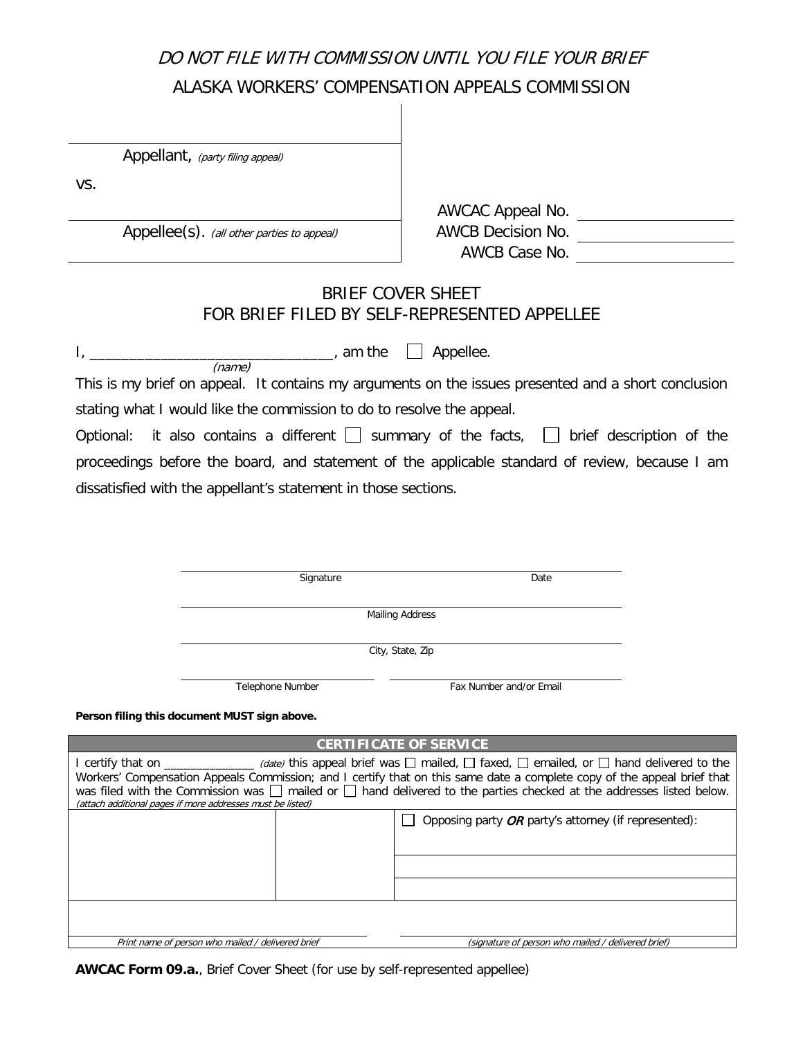*DO NOT FILE WITH COMMISSION UNTIL YOU FILE YOUR BRIEF*

ALASKA WORKERS' COMPENSATION APPEALS COMMISSION

| | |
|---|---|
| ______________________________ Appellant, *(party filing appeal)* | |
| vs. | AWCAC Appeal No. ____________ |
| ______________________________ Appellee(s). *(all other parties to appeal)* | AWCB Decision No. ____________ |
| ______________________________ | AWCB Case No. ____________ |

## BRIEF COVER SHEET
## FOR BRIEF FILED BY SELF-REPRESENTED APPELLEE

I, ______________________________, am the ☐ Appellee.
*(name)*

This is my brief on appeal. It contains my arguments on the issues presented and a short conclusion stating what I would like the commission to do to resolve the appeal.

Optional: it also contains a different ☐ summary of the facts, ☐ brief description of the proceedings before the board, and statement of the applicable standard of review, because I am dissatisfied with the appellant's statement in those sections.

______________________________ Signature ______________ Date

______________________________ Mailing Address

______________________________ City, State, Zip

______________ Telephone Number ______________ Fax Number and/or Email

**Person filing this document MUST sign above.**

| **CERTIFICATE OF SERVICE** | | |
|---|---|---|
| I certify that on ______________ *(date)* this appeal brief was ☐ mailed, ☐ faxed, ☐ emailed, or ☐ hand delivered to the Workers' Compensation Appeals Commission; and I certify that on this same date a complete copy of the appeal brief that was filed with the Commission was ☐ mailed or ☐ hand delivered to the parties checked at the addresses listed below. *(attach additional pages if more addresses must be listed)* | | |
| | | ☐ Opposing party ***OR*** party's attorney (if represented): |
| | | |
| | | |
| *Print name of person who mailed / delivered brief* | | *(signature of person who mailed / delivered brief)* |

**AWCAC Form 09.a.**, Brief Cover Sheet (for use by self-represented appellee)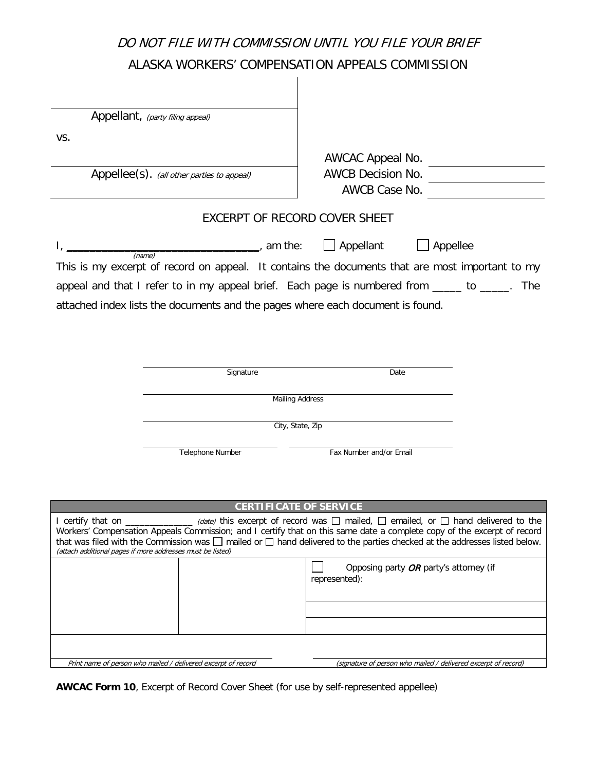*DO NOT FILE WITH COMMISSION UNTIL YOU FILE YOUR BRIEF*

ALASKA WORKERS' COMPENSATION APPEALS COMMISSION

| | |
|---|---|
| ______________________________ Appellant, *(party filing appeal)* | |
| vs. | |
| ______________________________ Appellee(s). *(all other parties to appeal)* | AWCAC Appeal No. ____________ AWCB Decision No. ____________ AWCB Case No. ____________ |

## EXCERPT OF RECORD COVER SHEET

I, ______________________________ *(name)*, am the: ☐ Appellant ☐ Appellee

This is my excerpt of record on appeal. It contains the documents that are most important to my appeal and that I refer to in my appeal brief. Each page is numbered from _____ to _____. The attached index lists the documents and the pages where each document is found.

______________________________ Signature ______________ Date

______________________________ Mailing Address

______________________________ City, State, Zip

______________________________ Telephone Number ______________________________ Fax Number and/or Email

| **CERTIFICATE OF SERVICE** | | |
|---|---|---|
| I certify that on _____________ *(date)* this excerpt of record was ☐ mailed, ☐ emailed, or ☐ hand delivered to the Workers' Compensation Appeals Commission; and I certify that on this same date a complete copy of the excerpt of record that was filed with the Commission was ☐ mailed or ☐ hand delivered to the parties checked at the addresses listed below. *(attach additional pages if more addresses must be listed)* | | |
| | | ☐ Opposing party *OR* party's attorney (if represented): |
| *Print name of person who mailed / delivered excerpt of record* | | *(signature of person who mailed / delivered excerpt of record)* |

**AWCAC Form 10**, Excerpt of Record Cover Sheet (for use by self-represented appellee)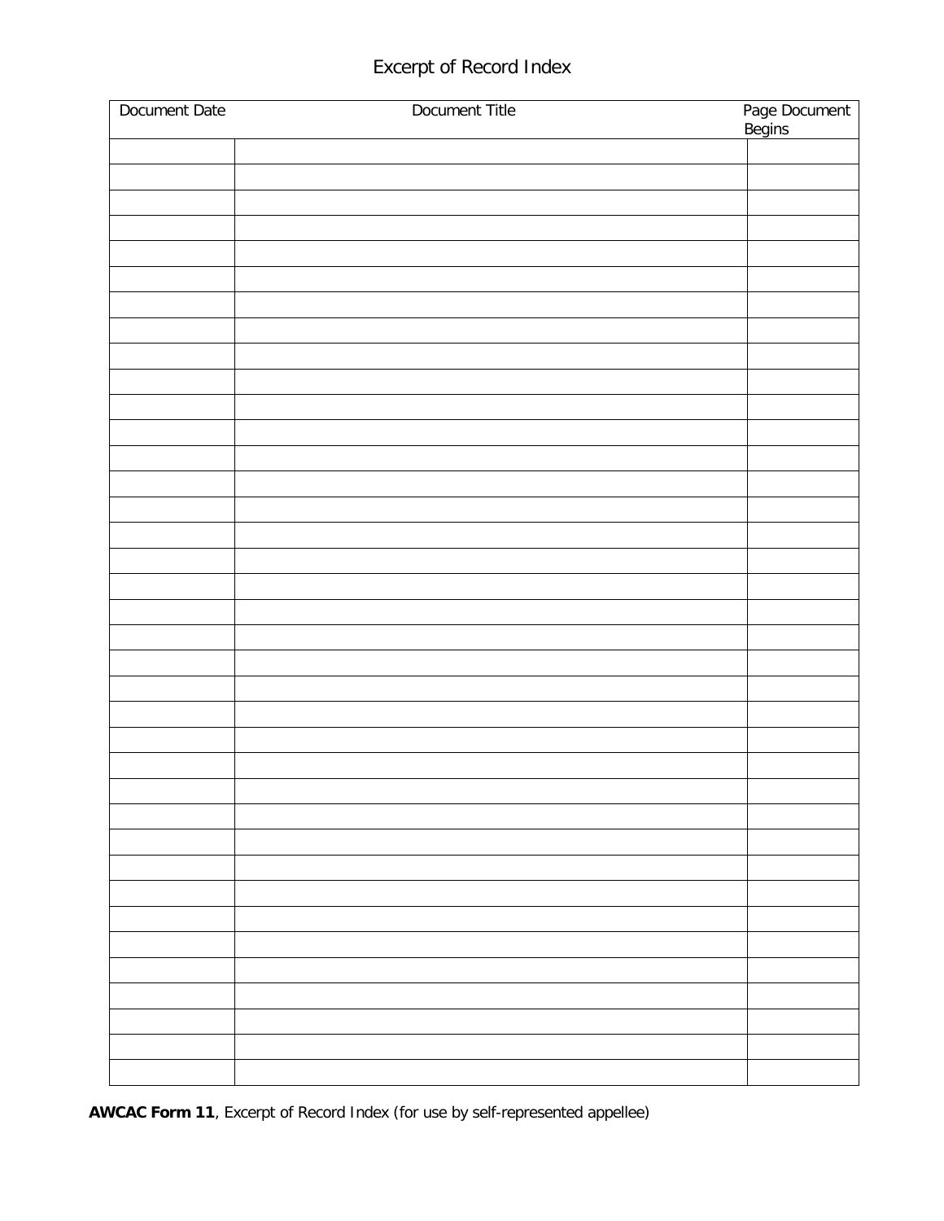# Excerpt of Record Index

| Document Date | Document Title | Page Document Begins |
|---|---|---|
| | | |
| | | |
| | | |
| | | |
| | | |
| | | |
| | | |
| | | |
| | | |
| | | |
| | | |
| | | |
| | | |
| | | |
| | | |
| | | |
| | | |
| | | |
| | | |
| | | |
| | | |
| | | |
| | | |
| | | |
| | | |
| | | |
| | | |
| | | |
| | | |
| | | |
| | | |
| | | |
| | | |
| | | |
| | | |
| | | |
| | | |

**AWCAC Form 11**, Excerpt of Record Index (for use by self-represented appellee)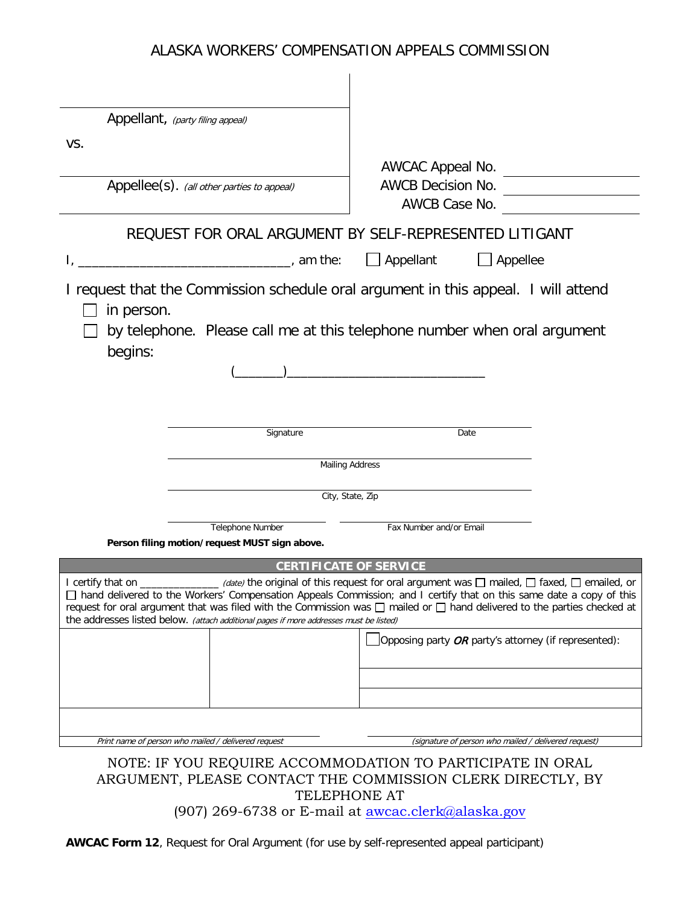# ALASKA WORKERS' COMPENSATION APPEALS COMMISSION

| | |
|---|---|
| Appellant, *(party filing appeal)* | |
| vs. | AWCAC Appeal No. ____________ |
| Appellee(s). *(all other parties to appeal)* | AWCB Decision No. ____________ |
| | AWCB Case No. ____________ |

## REQUEST FOR ORAL ARGUMENT BY SELF-REPRESENTED LITIGANT

I, ______________________________, am the: ☐ Appellant ☐ Appellee

I request that the Commission schedule oral argument in this appeal. I will attend

☐ in person.

☐ by telephone. Please call me at this telephone number when oral argument begins:

(_______)____________________________

________________________________________
Signature Date

________________________________________
Mailing Address

________________________________________
City, State, Zip

____________________ ____________________
Telephone Number Fax Number and/or Email

**Person filing motion/request MUST sign above.**

### CERTIFICATE OF SERVICE

I certify that on _____________ *(date)* the original of this request for oral argument was ☐ mailed, ☐ faxed, ☐ emailed, or ☐ hand delivered to the Workers' Compensation Appeals Commission; and I certify that on this same date a copy of this request for oral argument that was filed with the Commission was ☐ mailed or ☐ hand delivered to the parties checked at the addresses listed below. *(attach additional pages if more addresses must be listed)*

| | | |
|---|---|---|
| | | ☐ Opposing party ***OR*** party's attorney (if represented): |
| | | |
| | | |

*Print name of person who mailed / delivered request* *(signature of person who mailed / delivered request)*

NOTE: IF YOU REQUIRE ACCOMMODATION TO PARTICIPATE IN ORAL ARGUMENT, PLEASE CONTACT THE COMMISSION CLERK DIRECTLY, BY TELEPHONE AT (907) 269-6738 or E-mail at awcac.clerk@alaska.gov

**AWCAC Form 12**, Request for Oral Argument (for use by self-represented appeal participant)